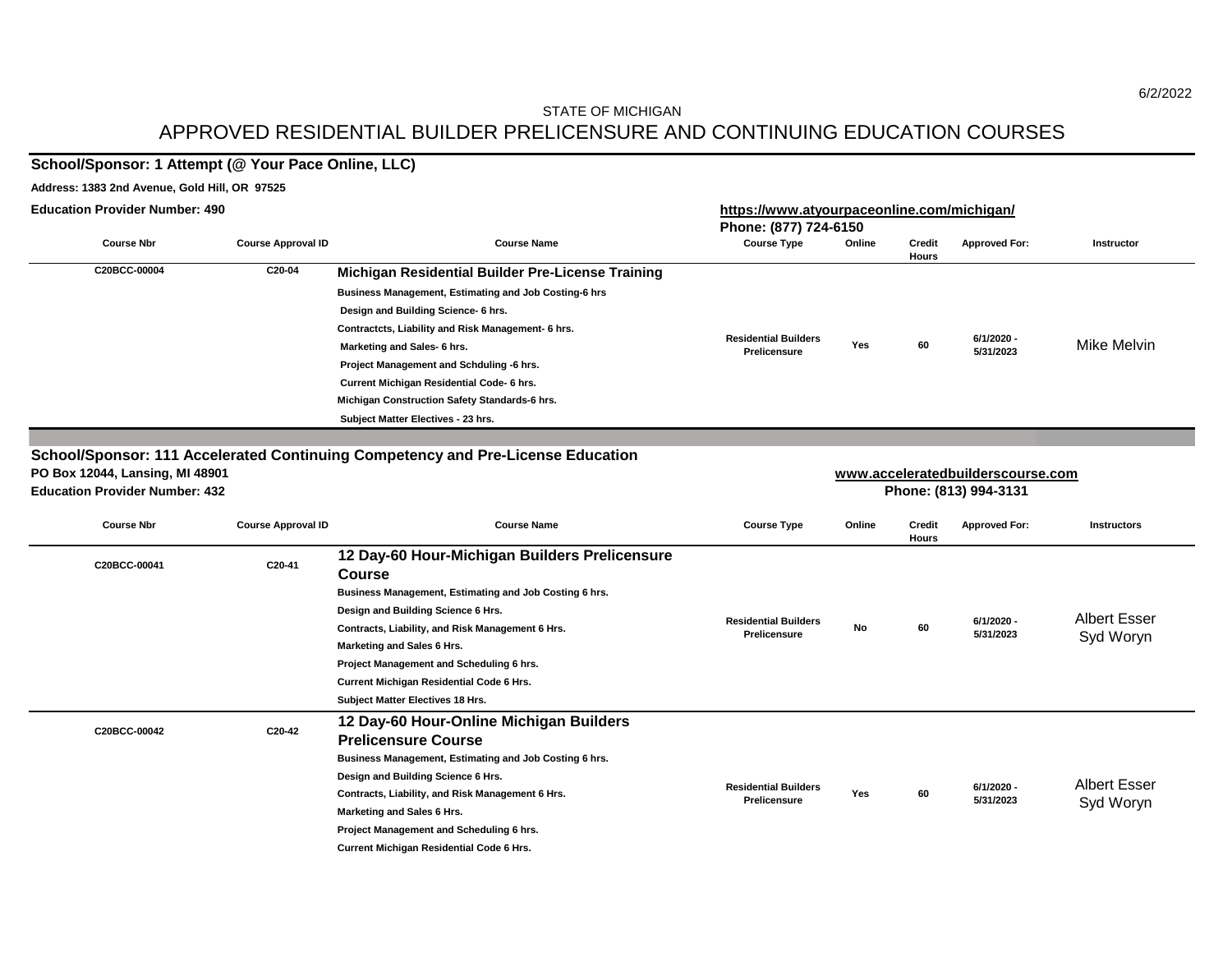STATE OF MICHIGAN

# APPROVED RESIDENTIAL BUILDER PRELICENSURE AND CONTINUING EDUCATION COURSES

## School/Sponsor: 1 Attempt (@ Your Pace Online, LLC)

**Address: 1383 2nd Avenue, Gold Hill, OR 97525**

**Education Provider Number: 490**

**https://www.atyourpaceonline.com/michigan/**

**Phone: (877) 724-6150**

| Course Nbr | Course Approval ID | Course Name | Course Type | Online | Credit Hours | Approved For: | Instructor |
|---|---|---|---|---|---|---|---|
| C20BCC-00004 | C20-04 | **Michigan Residential Builder Pre-License Training**<br>Business Management, Estimating and Job Costing-6 hrs<br>Design and Building Science- 6 hrs.<br>Contractcts, Liability and Risk Management- 6 hrs.<br>Marketing and Sales- 6 hrs.<br>Project Management and Schduling -6 hrs.<br>Current Michigan Residential Code- 6 hrs.<br>Michigan Construction Safety Standards-6 hrs.<br>Subject Matter Electives - 23 hrs. | Residential Builders Prelicensure | Yes | 60 | 6/1/2020 - 5/31/2023 | Mike Melvin |

## School/Sponsor: 111 Accelerated Continuing Competency and Pre-License Education

**PO Box 12044, Lansing, MI 48901**

**Education Provider Number: 432**

**www.acceleratedbuilderscourse.com**

**Phone: (813) 994-3131**

| Course Nbr | Course Approval ID | Course Name | Course Type | Online | Credit Hours | Approved For: | Instructors |
|---|---|---|---|---|---|---|---|
| C20BCC-00041 | C20-41 | **12 Day-60 Hour-Michigan Builders Prelicensure Course**<br>Business Management, Estimating and Job Costing 6 hrs.<br>Design and Building Science 6 Hrs.<br>Contracts, Liability, and Risk Management 6 Hrs.<br>Marketing and Sales 6 Hrs.<br>Project Management and Scheduling 6 hrs.<br>Current Michigan Residential Code 6 Hrs.<br>Subject Matter Electives 18 Hrs. | Residential Builders Prelicensure | No | 60 | 6/1/2020 - 5/31/2023 | Albert Esser<br>Syd Woryn |
| C20BCC-00042 | C20-42 | **12 Day-60 Hour-Online Michigan Builders Prelicensure Course**<br>Business Management, Estimating and Job Costing 6 hrs.<br>Design and Building Science 6 Hrs.<br>Contracts, Liability, and Risk Management 6 Hrs.<br>Marketing and Sales 6 Hrs.<br>Project Management and Scheduling 6 hrs.<br>Current Michigan Residential Code 6 Hrs. | Residential Builders Prelicensure | Yes | 60 | 6/1/2020 - 5/31/2023 | Albert Esser<br>Syd Woryn |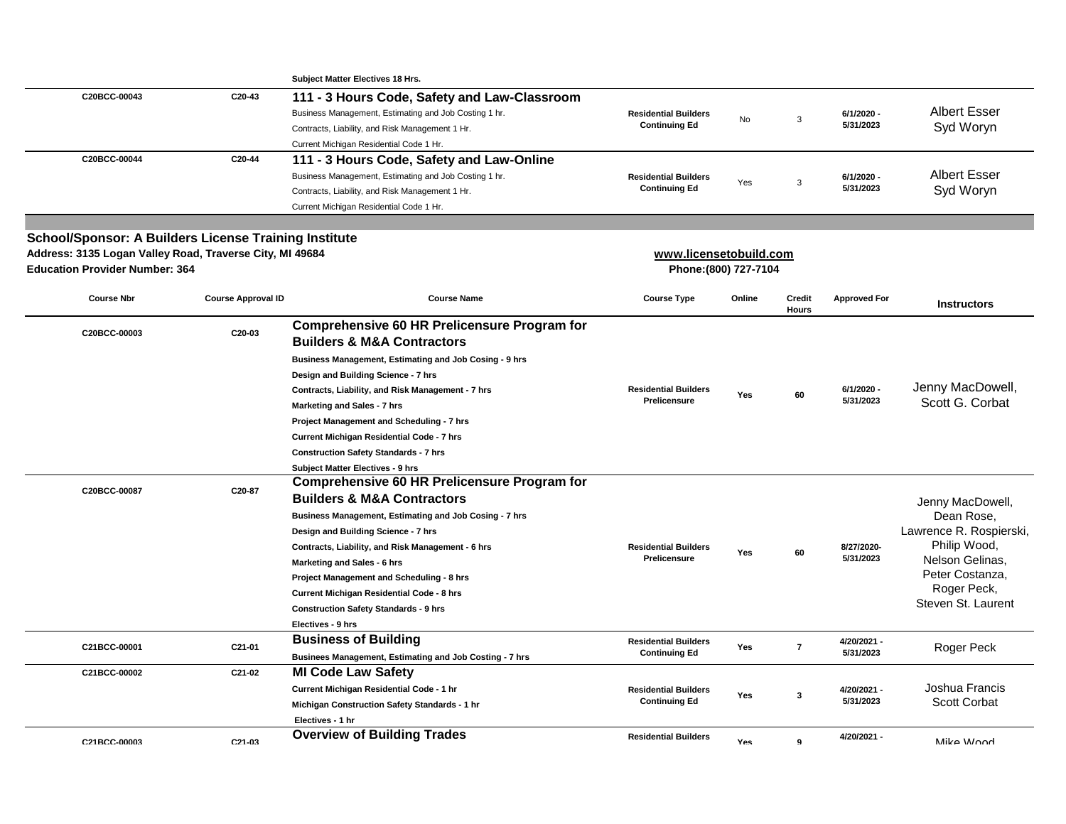| Course Nbr | Course Approval ID | Course Name | Course Type | Online | Credit Hours | Approved For | Instructors |
|---|---|---|---|---|---|---|---|
| | | Subject Matter Electives 18 Hrs. | | | | | |
| C20BCC-00043 | C20-43 | **111 - 3 Hours Code, Safety and Law-Classroom**<br>Business Management, Estimating and Job Costing 1 hr.<br>Contracts, Liability, and Risk Management 1 Hr.<br>Current Michigan Residential Code 1 Hr. | Residential Builders Continuing Ed | No | 3 | 6/1/2020 - 5/31/2023 | Albert Esser<br>Syd Woryn |
| C20BCC-00044 | C20-44 | **111 - 3 Hours Code, Safety and Law-Online**<br>Business Management, Estimating and Job Costing 1 hr.<br>Contracts, Liability, and Risk Management 1 Hr.<br>Current Michigan Residential Code 1 Hr. | Residential Builders Continuing Ed | Yes | 3 | 6/1/2020 - 5/31/2023 | Albert Esser<br>Syd Woryn |

**School/Sponsor: A Builders License Training Institute**
**Address: 3135 Logan Valley Road, Traverse City, MI 49684**
**Education Provider Number: 364**

**www.licensetobuild.com**
**Phone:(800) 727-7104**

| Course Nbr | Course Approval ID | Course Name | Course Type | Online | Credit Hours | Approved For | Instructors |
|---|---|---|---|---|---|---|---|
| C20BCC-00003 | C20-03 | **Comprehensive 60 HR Prelicensure Program for Builders & M&A Contractors**<br>Business Management, Estimating and Job Cosing - 9 hrs<br>Design and Building Science - 7 hrs<br>Contracts, Liability, and Risk Management - 7 hrs<br>Marketing and Sales - 7 hrs<br>Project Management and Scheduling - 7 hrs<br>Current Michigan Residential Code - 7 hrs<br>Construction Safety Standards - 7 hrs<br>Subject Matter Electives - 9 hrs | Residential Builders Prelicensure | Yes | 60 | 6/1/2020 - 5/31/2023 | Jenny MacDowell,<br>Scott G. Corbat |
| C20BCC-00087 | C20-87 | **Comprehensive 60 HR Prelicensure Program for Builders & M&A Contractors**<br>Business Management, Estimating and Job Cosing - 7 hrs<br>Design and Building Science - 7 hrs<br>Contracts, Liability, and Risk Management - 6 hrs<br>Marketing and Sales - 6 hrs<br>Project Management and Scheduling - 8 hrs<br>Current Michigan Residential Code - 8 hrs<br>Construction Safety Standards - 9 hrs<br>Electives - 9 hrs | Residential Builders Prelicensure | Yes | 60 | 8/27/2020- 5/31/2023 | Jenny MacDowell,<br>Dean Rose,<br>Lawrence R. Rospierski,<br>Philip Wood,<br>Nelson Gelinas,<br>Peter Costanza,<br>Roger Peck,<br>Steven St. Laurent |
| C21BCC-00001 | C21-01 | **Business of Building**<br>Businees Management, Estimating and Job Costing - 7 hrs | Residential Builders Continuing Ed | Yes | 7 | 4/20/2021 - 5/31/2023 | Roger Peck |
| C21BCC-00002 | C21-02 | **MI Code Law Safety**<br>Current Michigan Residential Code - 1 hr<br>Michigan Construction Safety Standards - 1 hr<br>Electives - 1 hr | Residential Builders Continuing Ed | Yes | 3 | 4/20/2021 - 5/31/2023 | Joshua Francis<br>Scott Corbat |
| C21BCC-00003 | C21-03 | **Overview of Building Trades** | Residential Builders | Yes | 9 | 4/20/2021 - | Mike Wood |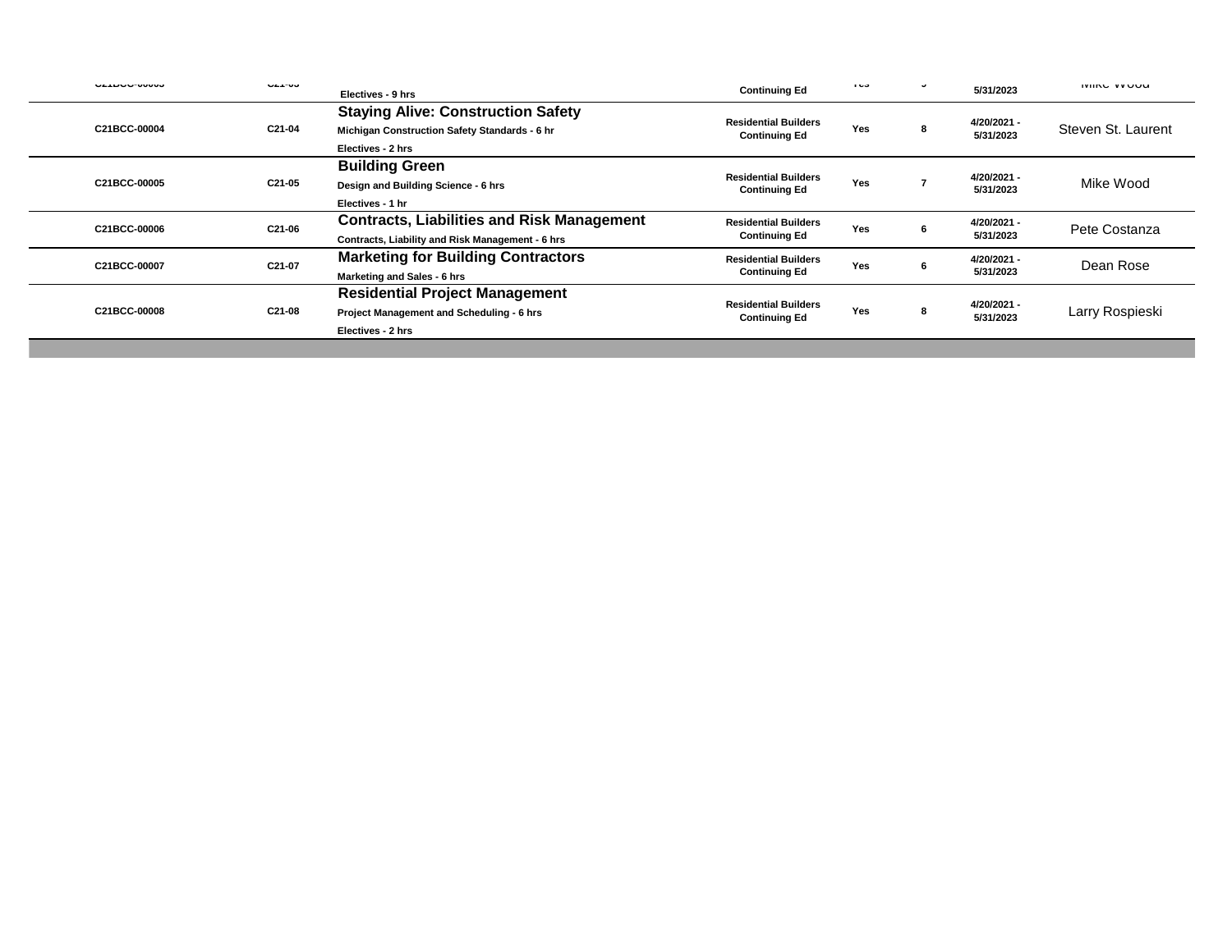| | | | | | | | |
|---|---|---|---|---|---|---|---|
| C21BCC-00003 | C21-03 | Electives - 9 hrs | Continuing Ed | Yes | 9 | 5/31/2023 | Mike Wood |
| C21BCC-00004 | C21-04 | **Staying Alive: Construction Safety**<br>Michigan Construction Safety Standards - 6 hr<br>Electives - 2 hrs | Residential Builders Continuing Ed | Yes | 8 | 4/20/2021 - 5/31/2023 | Steven St. Laurent |
| C21BCC-00005 | C21-05 | **Building Green**<br>Design and Building Science - 6 hrs<br>Electives - 1 hr | Residential Builders Continuing Ed | Yes | 7 | 4/20/2021 - 5/31/2023 | Mike Wood |
| C21BCC-00006 | C21-06 | **Contracts, Liabilities and Risk Management**<br>Contracts, Liability and Risk Management - 6 hrs | Residential Builders Continuing Ed | Yes | 6 | 4/20/2021 - 5/31/2023 | Pete Costanza |
| C21BCC-00007 | C21-07 | **Marketing for Building Contractors**<br>Marketing and Sales - 6 hrs | Residential Builders Continuing Ed | Yes | 6 | 4/20/2021 - 5/31/2023 | Dean Rose |
| C21BCC-00008 | C21-08 | **Residential Project Management**<br>Project Management and Scheduling - 6 hrs<br>Electives - 2 hrs | Residential Builders Continuing Ed | Yes | 8 | 4/20/2021 - 5/31/2023 | Larry Rospieski |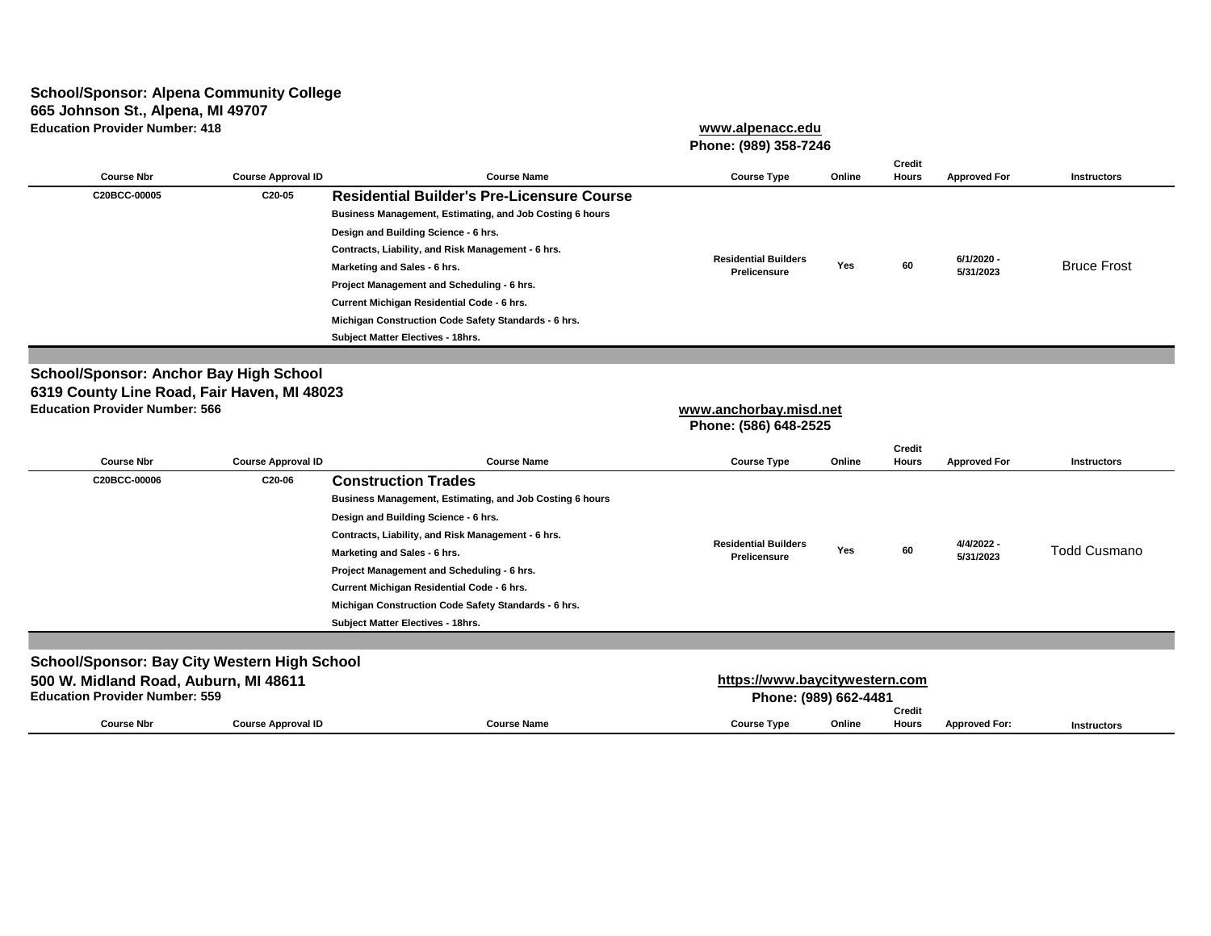**School/Sponsor: Alpena Community College**
**665 Johnson St., Alpena, MI 49707**
**Education Provider Number: 418**

**www.alpenacc.edu**
**Phone: (989) 358-7246**

| Course Nbr | Course Approval ID | Course Name | Course Type | Online | Credit Hours | Approved For | Instructors |
|---|---|---|---|---|---|---|---|
| C20BCC-00005 | C20-05 | **Residential Builder's Pre-Licensure Course**<br>Business Management, Estimating, and Job Costing 6 hours<br>Design and Building Science - 6 hrs.<br>Contracts, Liability, and Risk Management - 6 hrs.<br>Marketing and Sales - 6 hrs.<br>Project Management and Scheduling - 6 hrs.<br>Current Michigan Residential Code - 6 hrs.<br>Michigan Construction Code Safety Standards - 6 hrs.<br>Subject Matter Electives - 18hrs. | Residential Builders Prelicensure | Yes | 60 | 6/1/2020 - 5/31/2023 | Bruce Frost |

**School/Sponsor: Anchor Bay High School**
**6319 County Line Road, Fair Haven, MI 48023**
**Education Provider Number: 566**

**www.anchorbay.misd.net**
**Phone: (586) 648-2525**

| Course Nbr | Course Approval ID | Course Name | Course Type | Online | Credit Hours | Approved For | Instructors |
|---|---|---|---|---|---|---|---|
| C20BCC-00006 | C20-06 | **Construction Trades**<br>Business Management, Estimating, and Job Costing 6 hours<br>Design and Building Science - 6 hrs.<br>Contracts, Liability, and Risk Management - 6 hrs.<br>Marketing and Sales - 6 hrs.<br>Project Management and Scheduling - 6 hrs.<br>Current Michigan Residential Code - 6 hrs.<br>Michigan Construction Code Safety Standards - 6 hrs.<br>Subject Matter Electives - 18hrs. | Residential Builders Prelicensure | Yes | 60 | 4/4/2022 - 5/31/2023 | Todd Cusmano |

**School/Sponsor: Bay City Western High School**
**500 W. Midland Road, Auburn, MI 48611**
**Education Provider Number: 559**

**https://www.baycitywestern.com**
**Phone: (989) 662-4481**

| Course Nbr | Course Approval ID | Course Name | Course Type | Online | Credit Hours | Approved For: | Instructors |
|---|---|---|---|---|---|---|---|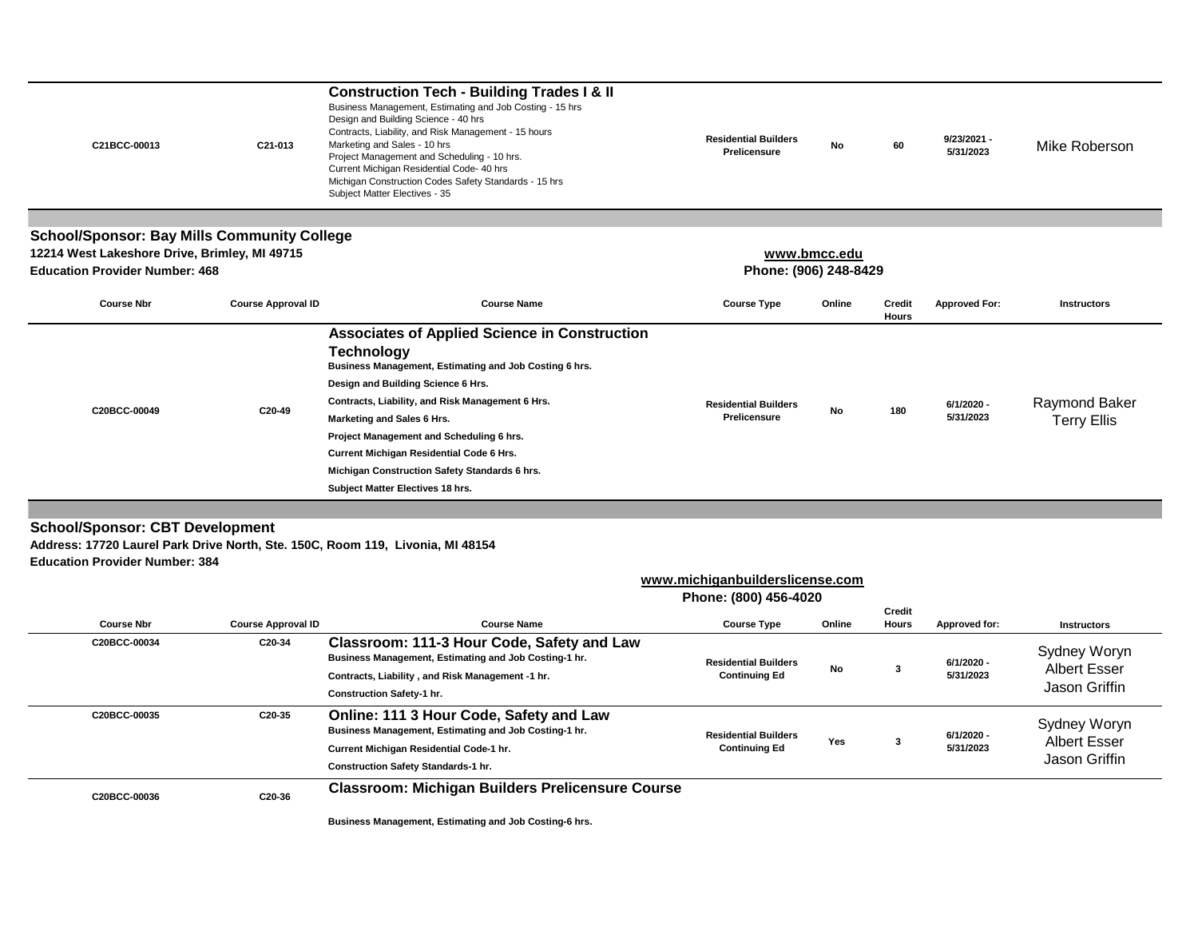| Course Nbr | Course Approval ID | Course Name | Course Type | Online | Credit Hours | Approved For: | Instructors |
|---|---|---|---|---|---|---|---|
| C21BCC-00013 | C21-013 | **Construction Tech - Building Trades I & II**<br>Business Management, Estimating and Job Costing - 15 hrs<br>Design and Building Science - 40 hrs<br>Contracts, Liability, and Risk Management - 15 hours<br>Marketing and Sales - 10 hrs<br>Project Management and Scheduling - 10 hrs.<br>Current Michigan Residential Code- 40 hrs<br>Michigan Construction Codes Safety Standards - 15 hrs<br>Subject Matter Electives - 35 | Residential Builders Prelicensure | No | 60 | 9/23/2021 - 5/31/2023 | Mike Roberson |

## School/Sponsor: Bay Mills Community College

**12214 West Lakeshore Drive, Brimley, MI 49715**
**Education Provider Number: 468**

**www.bmcc.edu**
**Phone: (906) 248-8429**

| Course Nbr | Course Approval ID | Course Name | Course Type | Online | Credit Hours | Approved For: | Instructors |
|---|---|---|---|---|---|---|---|
| C20BCC-00049 | C20-49 | **Associates of Applied Science in Construction Technology**<br>Business Management, Estimating and Job Costing 6 hrs.<br>Design and Building Science 6 Hrs.<br>Contracts, Liability, and Risk Management 6 Hrs.<br>Marketing and Sales 6 Hrs.<br>Project Management and Scheduling 6 hrs.<br>Current Michigan Residential Code 6 Hrs.<br>Michigan Construction Safety Standards 6 hrs.<br>Subject Matter Electives 18 hrs. | Residential Builders Prelicensure | No | 180 | 6/1/2020 - 5/31/2023 | Raymond Baker<br>Terry Ellis |

## School/Sponsor: CBT Development

**Address: 17720 Laurel Park Drive North, Ste. 150C, Room 119, Livonia, MI 48154**
**Education Provider Number: 384**

**www.michiganbuilderslicense.com**
**Phone: (800) 456-4020**

| Course Nbr | Course Approval ID | Course Name | Course Type | Online | Credit Hours | Approved for: | Instructors |
|---|---|---|---|---|---|---|---|
| C20BCC-00034 | C20-34 | **Classroom: 111-3 Hour Code, Safety and Law**<br>Business Management, Estimating and Job Costing-1 hr.<br>Contracts, Liability , and Risk Management -1 hr.<br>Construction Safety-1 hr. | Residential Builders Continuing Ed | No | 3 | 6/1/2020 - 5/31/2023 | Sydney Woryn<br>Albert Esser<br>Jason Griffin |
| C20BCC-00035 | C20-35 | **Online: 111 3 Hour Code, Safety and Law**<br>Business Management, Estimating and Job Costing-1 hr.<br>Current Michigan Residential Code-1 hr.<br>Construction Safety Standards-1 hr. | Residential Builders Continuing Ed | Yes | 3 | 6/1/2020 - 5/31/2023 | Sydney Woryn<br>Albert Esser<br>Jason Griffin |
| C20BCC-00036 | C20-36 | **Classroom: Michigan Builders Prelicensure Course**<br>Business Management, Estimating and Job Costing-6 hrs. | | | | | |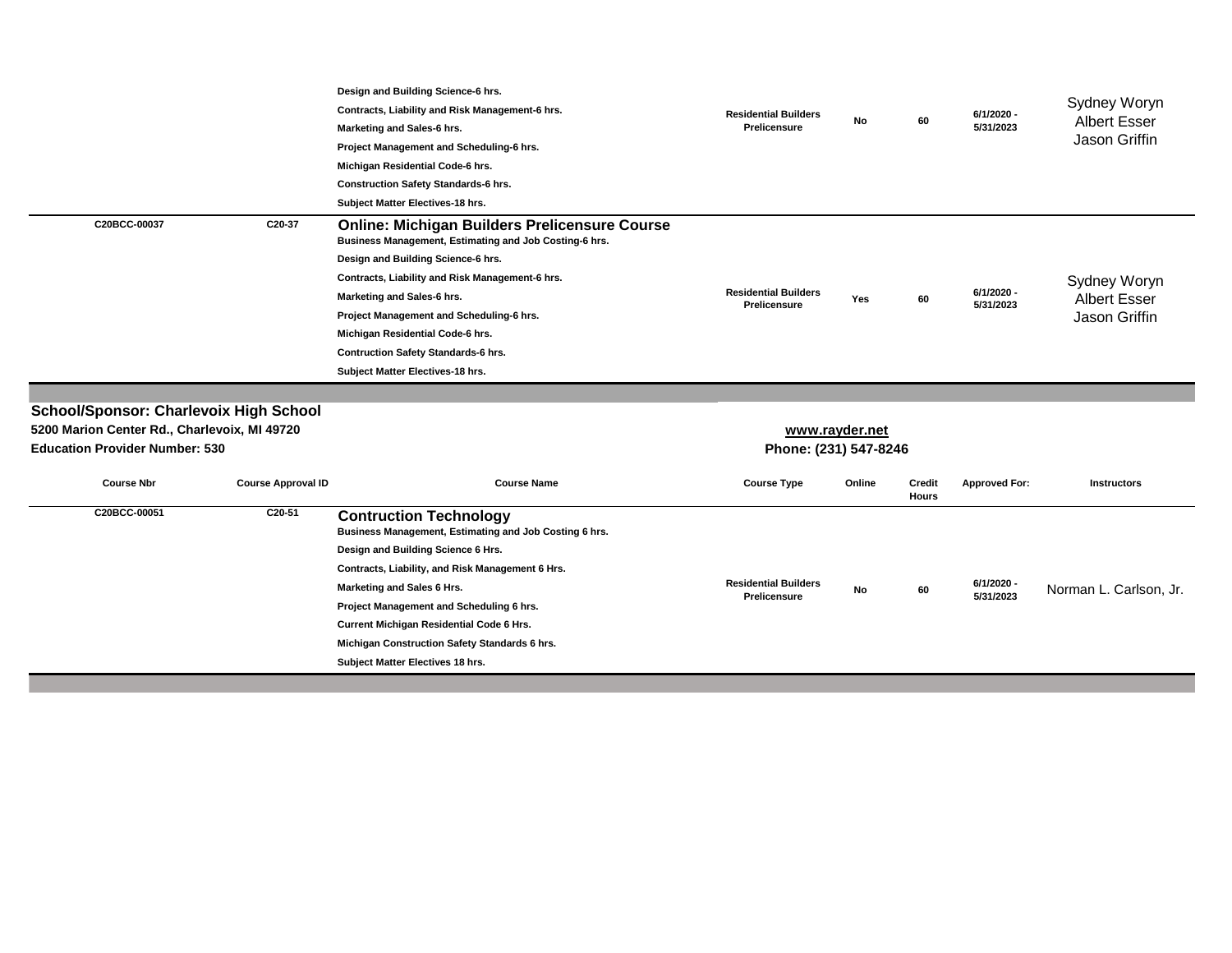| Course Nbr | Course Approval ID | Course Name | Course Type | Online | Credit Hours | Approved For: | Instructors |
|---|---|---|---|---|---|---|---|
| | | Design and Building Science-6 hrs.<br>Contracts, Liability and Risk Management-6 hrs.<br>Marketing and Sales-6 hrs.<br>Project Management and Scheduling-6 hrs.<br>Michigan Residential Code-6 hrs.<br>Construction Safety Standards-6 hrs.<br>Subject Matter Electives-18 hrs. | Residential Builders Prelicensure | No | 60 | 6/1/2020 - 5/31/2023 | Sydney Woryn<br>Albert Esser<br>Jason Griffin |
| C20BCC-00037 | C20-37 | **Online: Michigan Builders Prelicensure Course**<br>Business Management, Estimating and Job Costing-6 hrs.<br>Design and Building Science-6 hrs.<br>Contracts, Liability and Risk Management-6 hrs.<br>Marketing and Sales-6 hrs.<br>Project Management and Scheduling-6 hrs.<br>Michigan Residential Code-6 hrs.<br>Contruction Safety Standards-6 hrs.<br>Subject Matter Electives-18 hrs. | Residential Builders Prelicensure | Yes | 60 | 6/1/2020 - 5/31/2023 | Sydney Woryn<br>Albert Esser<br>Jason Griffin |

## School/Sponsor: Charlevoix High School

**5200 Marion Center Rd., Charlevoix, MI 49720**

**Education Provider Number: 530**

**www.rayder.net**

**Phone: (231) 547-8246**

| Course Nbr | Course Approval ID | Course Name | Course Type | Online | Credit Hours | Approved For: | Instructors |
|---|---|---|---|---|---|---|---|
| C20BCC-00051 | C20-51 | **Contruction Technology**<br>Business Management, Estimating and Job Costing 6 hrs.<br>Design and Building Science 6 Hrs.<br>Contracts, Liability, and Risk Management 6 Hrs.<br>Marketing and Sales 6 Hrs.<br>Project Management and Scheduling 6 hrs.<br>Current Michigan Residential Code 6 Hrs.<br>Michigan Construction Safety Standards 6 hrs.<br>Subject Matter Electives 18 hrs. | Residential Builders Prelicensure | No | 60 | 6/1/2020 - 5/31/2023 | Norman L. Carlson, Jr. |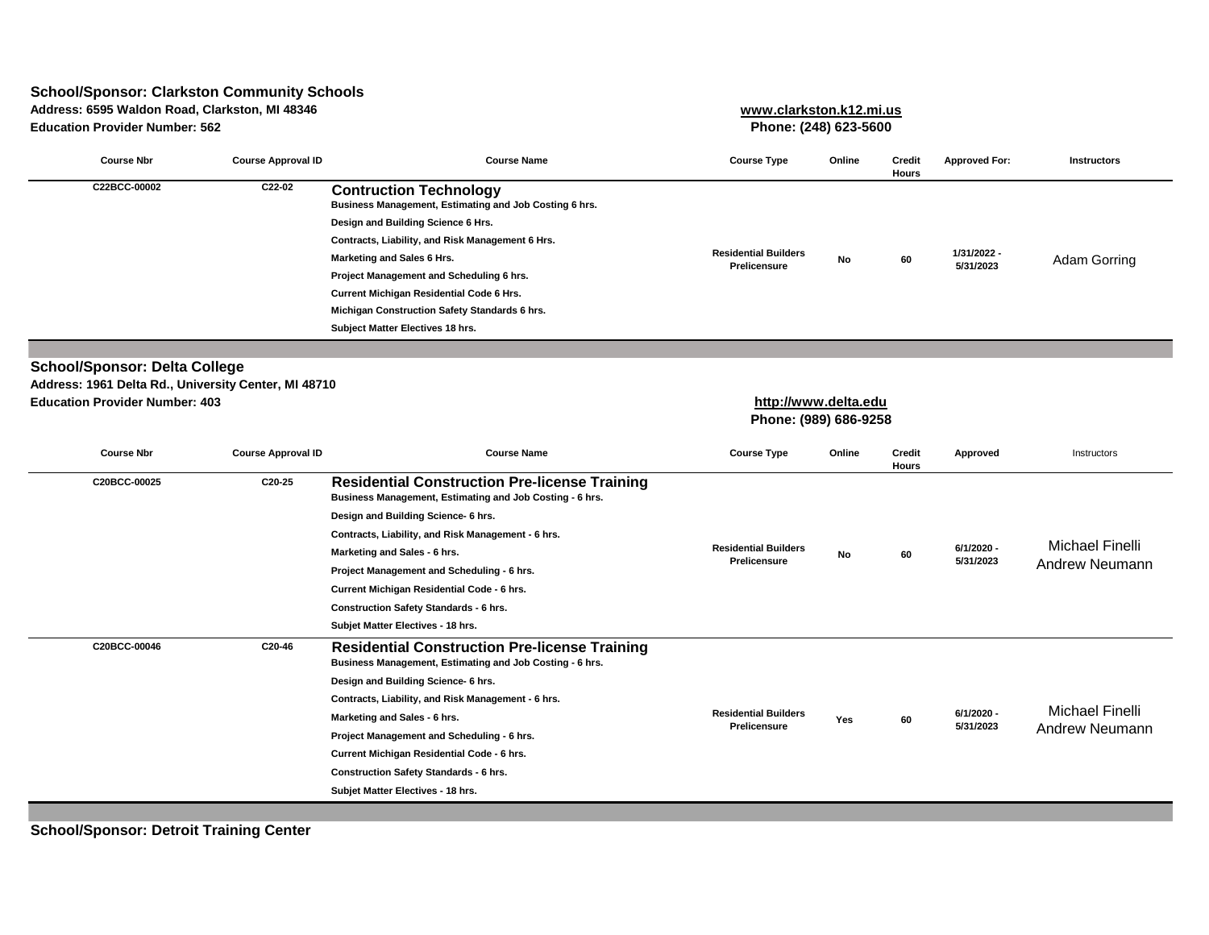## School/Sponsor: Clarkston Community Schools

**Address: 6595 Waldon Road, Clarkston, MI 48346**

**Education Provider Number: 562**

**www.clarkston.k12.mi.us**

**Phone: (248) 623-5600**

| Course Nbr | Course Approval ID | Course Name | Course Type | Online | Credit Hours | Approved For: | Instructors |
|---|---|---|---|---|---|---|---|
| C22BCC-00002 | C22-02 | **Contruction Technology**<br>Business Management, Estimating and Job Costing 6 hrs.<br>Design and Building Science 6 Hrs.<br>Contracts, Liability, and Risk Management 6 Hrs.<br>Marketing and Sales 6 Hrs.<br>Project Management and Scheduling 6 hrs.<br>Current Michigan Residential Code 6 Hrs.<br>Michigan Construction Safety Standards 6 hrs.<br>Subject Matter Electives 18 hrs. | Residential Builders Prelicensure | No | 60 | 1/31/2022 - 5/31/2023 | Adam Gorring |

## School/Sponsor: Delta College

**Address: 1961 Delta Rd., University Center, MI 48710**

**Education Provider Number: 403**

**http://www.delta.edu**

**Phone: (989) 686-9258**

| Course Nbr | Course Approval ID | Course Name | Course Type | Online | Credit Hours | Approved | Instructors |
|---|---|---|---|---|---|---|---|
| C20BCC-00025 | C20-25 | **Residential Construction Pre-license Training**<br>Business Management, Estimating and Job Costing - 6 hrs.<br>Design and Building Science- 6 hrs.<br>Contracts, Liability, and Risk Management - 6 hrs.<br>Marketing and Sales - 6 hrs.<br>Project Management and Scheduling - 6 hrs.<br>Current Michigan Residential Code - 6 hrs.<br>Construction Safety Standards - 6 hrs.<br>Subjet Matter Electives - 18 hrs. | Residential Builders Prelicensure | No | 60 | 6/1/2020 - 5/31/2023 | Michael Finelli<br>Andrew Neumann |
| C20BCC-00046 | C20-46 | **Residential Construction Pre-license Training**<br>Business Management, Estimating and Job Costing - 6 hrs.<br>Design and Building Science- 6 hrs.<br>Contracts, Liability, and Risk Management - 6 hrs.<br>Marketing and Sales - 6 hrs.<br>Project Management and Scheduling - 6 hrs.<br>Current Michigan Residential Code - 6 hrs.<br>Construction Safety Standards - 6 hrs.<br>Subjet Matter Electives - 18 hrs. | Residential Builders Prelicensure | Yes | 60 | 6/1/2020 - 5/31/2023 | Michael Finelli<br>Andrew Neumann |

## School/Sponsor: Detroit Training Center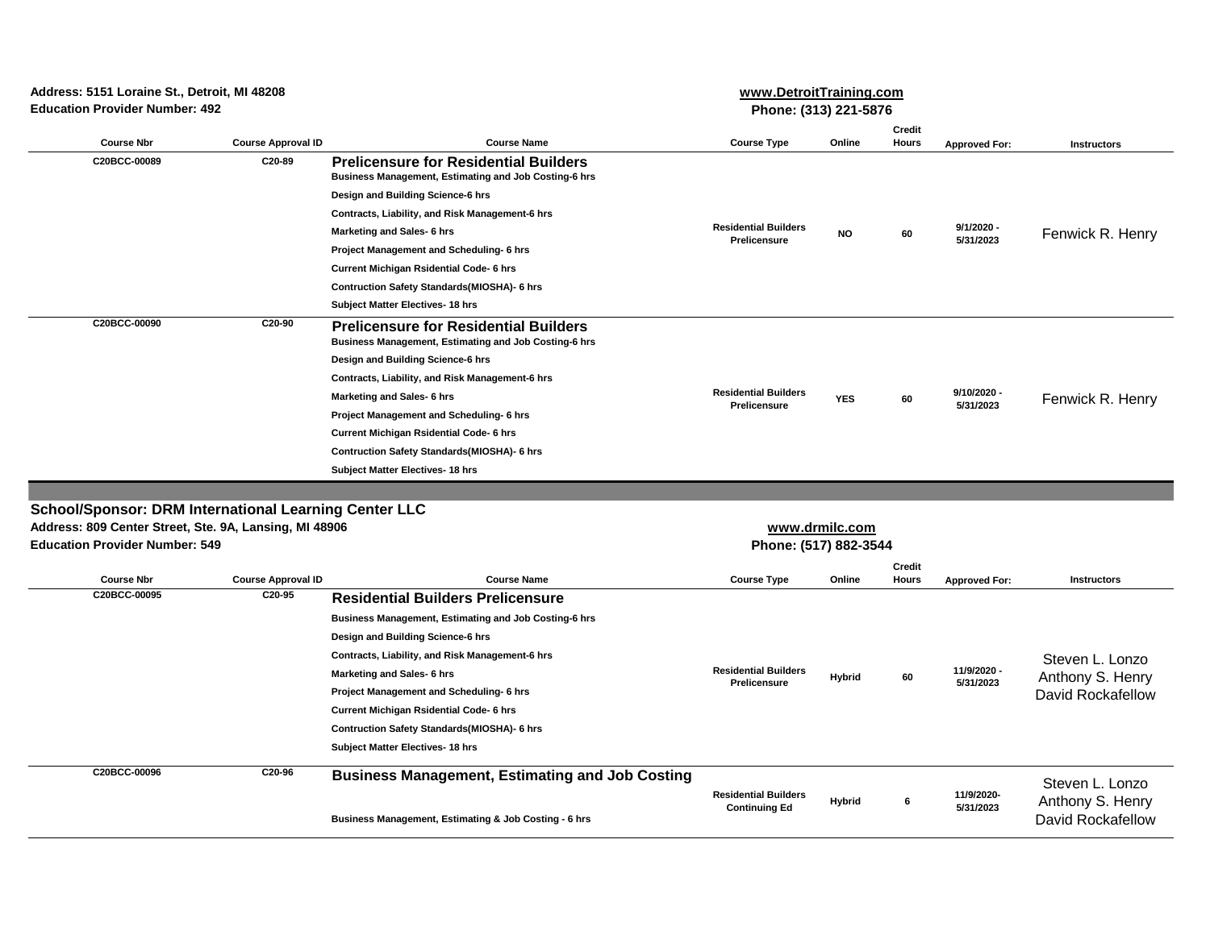Address: 5151 Loraine St., Detroit, MI 48208
Education Provider Number: 492

www.DetroitTraining.com
Phone: (313) 221-5876

| Course Nbr | Course Approval ID | Course Name | Course Type | Online | Credit Hours | Approved For: | Instructors |
|---|---|---|---|---|---|---|---|
| C20BCC-00089 | C20-89 | **Prelicensure for Residential Builders**<br>Business Management, Estimating and Job Costing-6 hrs<br>Design and Building Science-6 hrs<br>Contracts, Liability, and Risk Management-6 hrs<br>Marketing and Sales- 6 hrs<br>Project Management and Scheduling- 6 hrs<br>Current Michigan Rsidential Code- 6 hrs<br>Contruction Safety Standards(MIOSHA)- 6 hrs<br>Subject Matter Electives- 18 hrs | Residential Builders Prelicensure | NO | 60 | 9/1/2020 - 5/31/2023 | Fenwick R. Henry |
| C20BCC-00090 | C20-90 | **Prelicensure for Residential Builders**<br>Business Management, Estimating and Job Costing-6 hrs<br>Design and Building Science-6 hrs<br>Contracts, Liability, and Risk Management-6 hrs<br>Marketing and Sales- 6 hrs<br>Project Management and Scheduling- 6 hrs<br>Current Michigan Rsidential Code- 6 hrs<br>Contruction Safety Standards(MIOSHA)- 6 hrs<br>Subject Matter Electives- 18 hrs | Residential Builders Prelicensure | YES | 60 | 9/10/2020 - 5/31/2023 | Fenwick R. Henry |

## School/Sponsor: DRM International Learning Center LLC

Address: 809 Center Street, Ste. 9A, Lansing, MI 48906
Education Provider Number: 549

www.drmilc.com
Phone: (517) 882-3544

| Course Nbr | Course Approval ID | Course Name | Course Type | Online | Credit Hours | Approved For: | Instructors |
|---|---|---|---|---|---|---|---|
| C20BCC-00095 | C20-95 | **Residential Builders Prelicensure**<br>Business Management, Estimating and Job Costing-6 hrs<br>Design and Building Science-6 hrs<br>Contracts, Liability, and Risk Management-6 hrs<br>Marketing and Sales- 6 hrs<br>Project Management and Scheduling- 6 hrs<br>Current Michigan Rsidential Code- 6 hrs<br>Contruction Safety Standards(MIOSHA)- 6 hrs<br>Subject Matter Electives- 18 hrs | Residential Builders Prelicensure | Hybrid | 60 | 11/9/2020 - 5/31/2023 | Steven L. Lonzo<br>Anthony S. Henry<br>David Rockafellow |
| C20BCC-00096 | C20-96 | **Business Management, Estimating and Job Costing**<br>Business Management, Estimating & Job Costing - 6 hrs | Residential Builders Continuing Ed | Hybrid | 6 | 11/9/2020- 5/31/2023 | Steven L. Lonzo<br>Anthony S. Henry<br>David Rockafellow |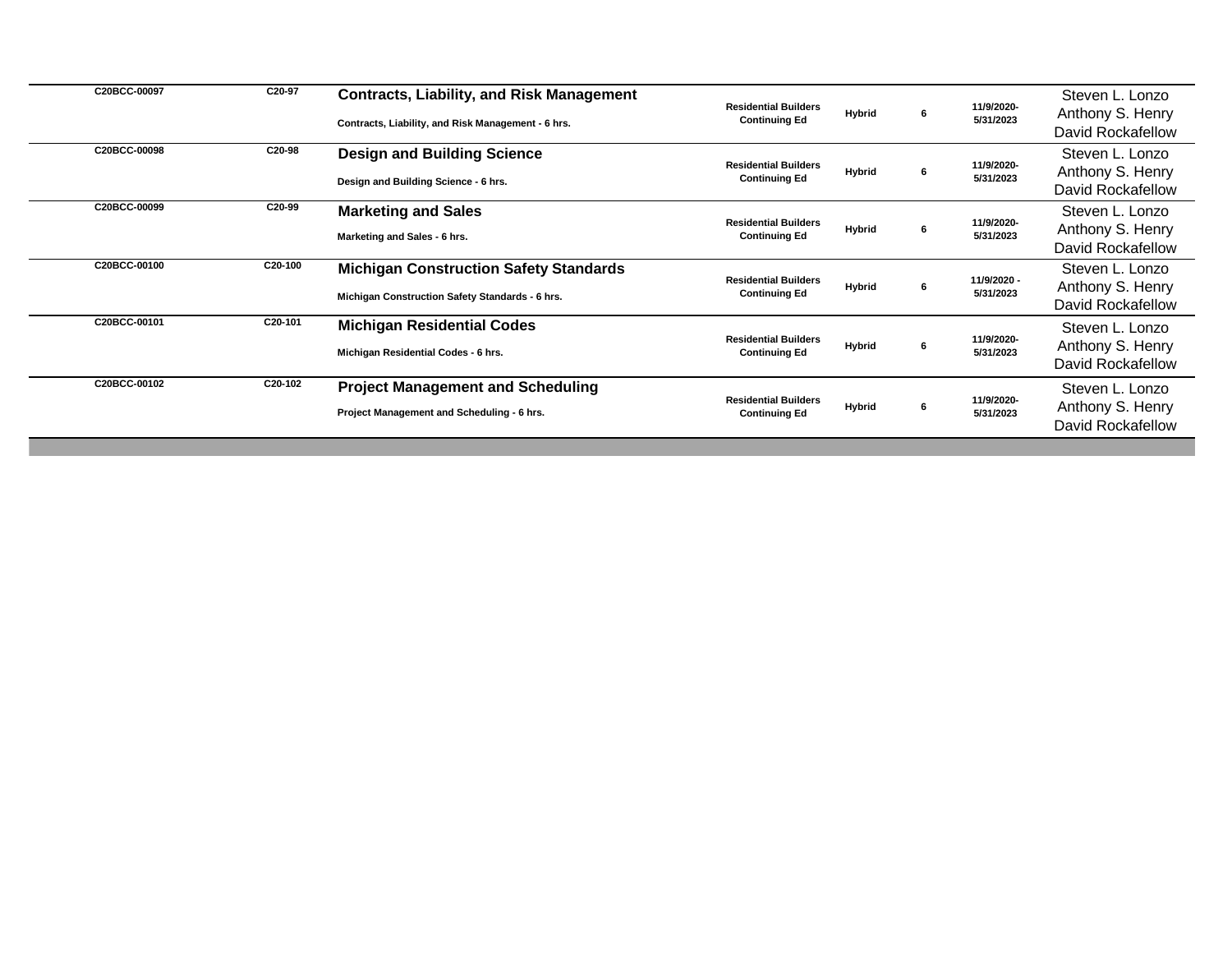| | | | | | | | |
|---|---|---|---|---|---|---|---|
| C20BCC-00097 | C20-97 | **Contracts, Liability, and Risk Management**<br>Contracts, Liability, and Risk Management - 6 hrs. | Residential Builders Continuing Ed | Hybrid | 6 | 11/9/2020-5/31/2023 | Steven L. Lonzo<br>Anthony S. Henry<br>David Rockafellow |
| C20BCC-00098 | C20-98 | **Design and Building Science**<br>Design and Building Science - 6 hrs. | Residential Builders Continuing Ed | Hybrid | 6 | 11/9/2020-5/31/2023 | Steven L. Lonzo<br>Anthony S. Henry<br>David Rockafellow |
| C20BCC-00099 | C20-99 | **Marketing and Sales**<br>Marketing and Sales - 6 hrs. | Residential Builders Continuing Ed | Hybrid | 6 | 11/9/2020-5/31/2023 | Steven L. Lonzo<br>Anthony S. Henry<br>David Rockafellow |
| C20BCC-00100 | C20-100 | **Michigan Construction Safety Standards**<br>Michigan Construction Safety Standards - 6 hrs. | Residential Builders Continuing Ed | Hybrid | 6 | 11/9/2020 - 5/31/2023 | Steven L. Lonzo<br>Anthony S. Henry<br>David Rockafellow |
| C20BCC-00101 | C20-101 | **Michigan Residential Codes**<br>Michigan Residential Codes - 6 hrs. | Residential Builders Continuing Ed | Hybrid | 6 | 11/9/2020-5/31/2023 | Steven L. Lonzo<br>Anthony S. Henry<br>David Rockafellow |
| C20BCC-00102 | C20-102 | **Project Management and Scheduling**<br>Project Management and Scheduling - 6 hrs. | Residential Builders Continuing Ed | Hybrid | 6 | 11/9/2020-5/31/2023 | Steven L. Lonzo<br>Anthony S. Henry<br>David Rockafellow |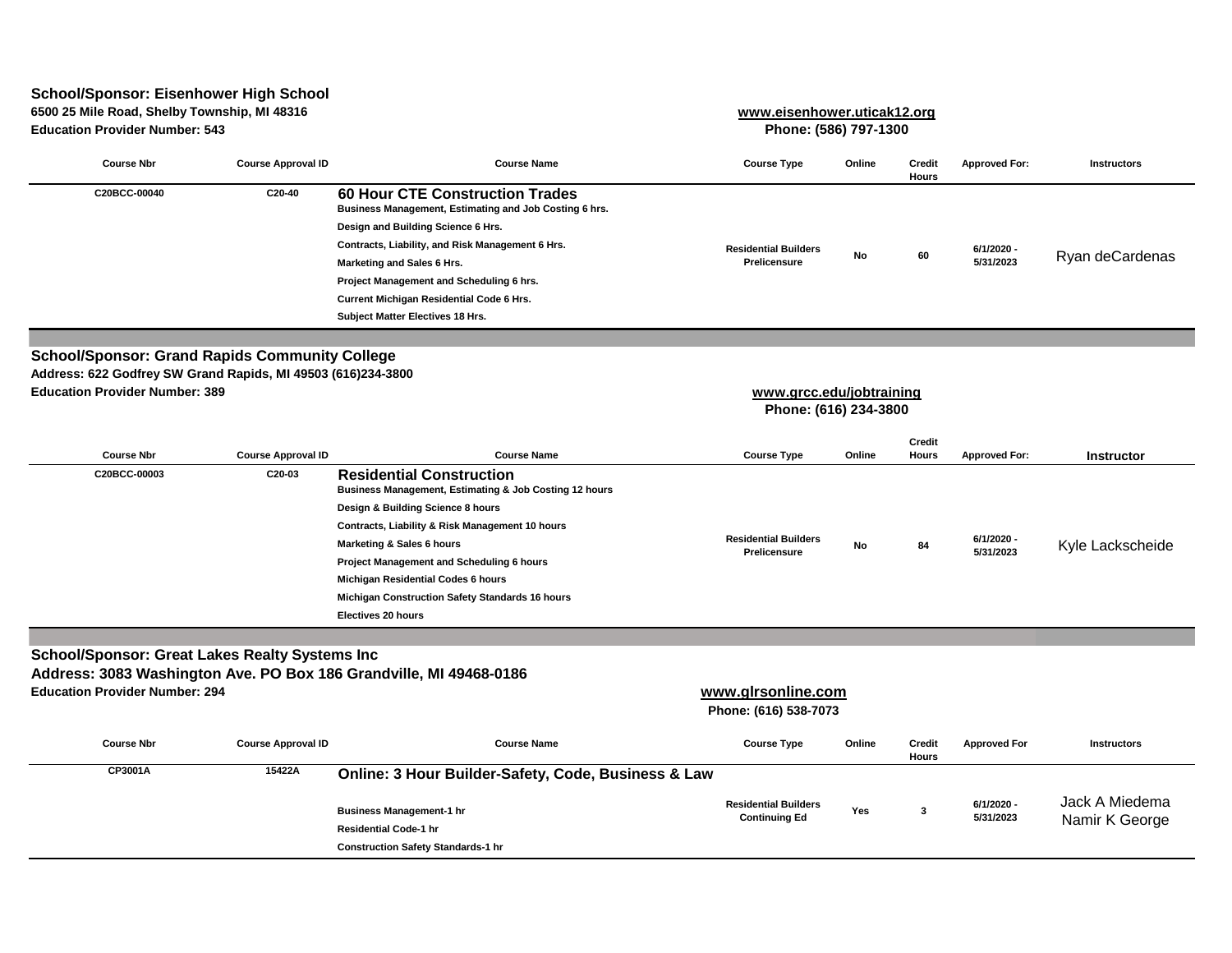**School/Sponsor: Eisenhower High School**
**6500 25 Mile Road, Shelby Township, MI 48316**
**Education Provider Number: 543**

**www.eisenhower.uticak12.org**
**Phone: (586) 797-1300**

| Course Nbr | Course Approval ID | Course Name | Course Type | Online | Credit Hours | Approved For: | Instructors |
|---|---|---|---|---|---|---|---|
| C20BCC-00040 | C20-40 | **60 Hour CTE Construction Trades**<br>Business Management, Estimating and Job Costing 6 hrs.<br>Design and Building Science 6 Hrs.<br>Contracts, Liability, and Risk Management 6 Hrs.<br>Marketing and Sales 6 Hrs.<br>Project Management and Scheduling 6 hrs.<br>Current Michigan Residential Code 6 Hrs.<br>Subject Matter Electives 18 Hrs. | Residential Builders Prelicensure | No | 60 | 6/1/2020 - 5/31/2023 | Ryan deCardenas |

**School/Sponsor: Grand Rapids Community College**
**Address: 622 Godfrey SW Grand Rapids, MI 49503 (616)234-3800**
**Education Provider Number: 389**

**www.grcc.edu/jobtraining**
**Phone: (616) 234-3800**

| Course Nbr | Course Approval ID | Course Name | Course Type | Online | Credit Hours | Approved For: | Instructor |
|---|---|---|---|---|---|---|---|
| C20BCC-00003 | C20-03 | **Residential Construction**<br>Business Management, Estimating & Job Costing 12 hours<br>Design & Building Science 8 hours<br>Contracts, Liability & Risk Management 10 hours<br>Marketing & Sales 6 hours<br>Project Management and Scheduling 6 hours<br>Michigan Residential Codes 6 hours<br>Michigan Construction Safety Standards 16 hours<br>Electives 20 hours | Residential Builders Prelicensure | No | 84 | 6/1/2020 - 5/31/2023 | Kyle Lackscheide |

**School/Sponsor: Great Lakes Realty Systems Inc**
**Address: 3083 Washington Ave. PO Box 186 Grandville, MI 49468-0186**
**Education Provider Number: 294**

**www.glrsonline.com**
**Phone: (616) 538-7073**

| Course Nbr | Course Approval ID | Course Name | Course Type | Online | Credit Hours | Approved For | Instructors |
|---|---|---|---|---|---|---|---|
| CP3001A | 15422A | **Online: 3 Hour Builder-Safety, Code, Business & Law**<br>Business Management-1 hr<br>Residential Code-1 hr<br>Construction Safety Standards-1 hr | Residential Builders Continuing Ed | Yes | 3 | 6/1/2020 - 5/31/2023 | Jack A Miedema<br>Namir K George |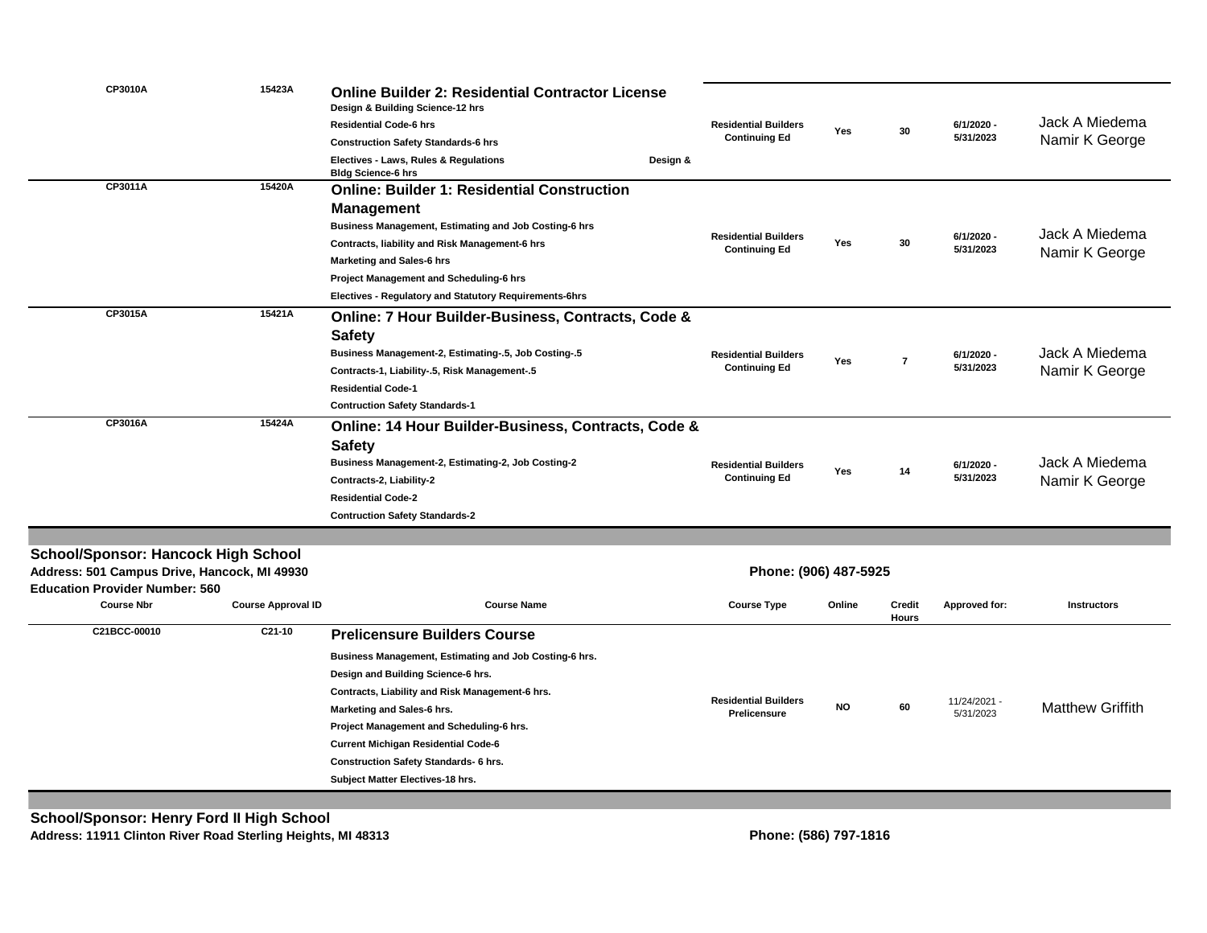| Course Nbr | Course Approval ID | Course Name | Course Type | Online | Credit Hours | Approved for: | Instructors |
|---|---|---|---|---|---|---|---|
| CP3010A | 15423A | **Online Builder 2: Residential Contractor License**<br>Design & Building Science-12 hrs<br>Residential Code-6 hrs<br>Construction Safety Standards-6 hrs<br>Electives - Laws, Rules & Regulations Design & Bldg Science-6 hrs | Residential Builders Continuing Ed | Yes | 30 | 6/1/2020 - 5/31/2023 | Jack A Miedema<br>Namir K George |
| CP3011A | 15420A | **Online: Builder 1: Residential Construction Management**<br>Business Management, Estimating and Job Costing-6 hrs<br>Contracts, liability and Risk Management-6 hrs<br>Marketing and Sales-6 hrs<br>Project Management and Scheduling-6 hrs<br>Electives - Regulatory and Statutory Requirements-6hrs | Residential Builders Continuing Ed | Yes | 30 | 6/1/2020 - 5/31/2023 | Jack A Miedema<br>Namir K George |
| CP3015A | 15421A | **Online: 7 Hour Builder-Business, Contracts, Code & Safety**<br>Business Management-2, Estimating-.5, Job Costing-.5<br>Contracts-1, Liability-.5, Risk Management-.5<br>Residential Code-1<br>Contruction Safety Standards-1 | Residential Builders Continuing Ed | Yes | 7 | 6/1/2020 - 5/31/2023 | Jack A Miedema<br>Namir K George |
| CP3016A | 15424A | **Online: 14 Hour Builder-Business, Contracts, Code & Safety**<br>Business Management-2, Estimating-2, Job Costing-2<br>Contracts-2, Liability-2<br>Residential Code-2<br>Contruction Safety Standards-2 | Residential Builders Continuing Ed | Yes | 14 | 6/1/2020 - 5/31/2023 | Jack A Miedema<br>Namir K George |

## School/Sponsor: Hancock High School

**Address: 501 Campus Drive, Hancock, MI 49930**

**Phone: (906) 487-5925**

**Education Provider Number: 560**

| Course Nbr | Course Approval ID | Course Name | Course Type | Online | Credit Hours | Approved for: | Instructors |
|---|---|---|---|---|---|---|---|
| C21BCC-00010 | C21-10 | **Prelicensure Builders Course**<br>Business Management, Estimating and Job Costing-6 hrs.<br>Design and Building Science-6 hrs.<br>Contracts, Liability and Risk Management-6 hrs.<br>Marketing and Sales-6 hrs.<br>Project Management and Scheduling-6 hrs.<br>Current Michigan Residential Code-6<br>Construction Safety Standards- 6 hrs.<br>Subject Matter Electives-18 hrs. | Residential Builders Prelicensure | NO | 60 | 11/24/2021 - 5/31/2023 | Matthew Griffith |

## School/Sponsor: Henry Ford II High School

**Address: 11911 Clinton River Road Sterling Heights, MI 48313**

**Phone: (586) 797-1816**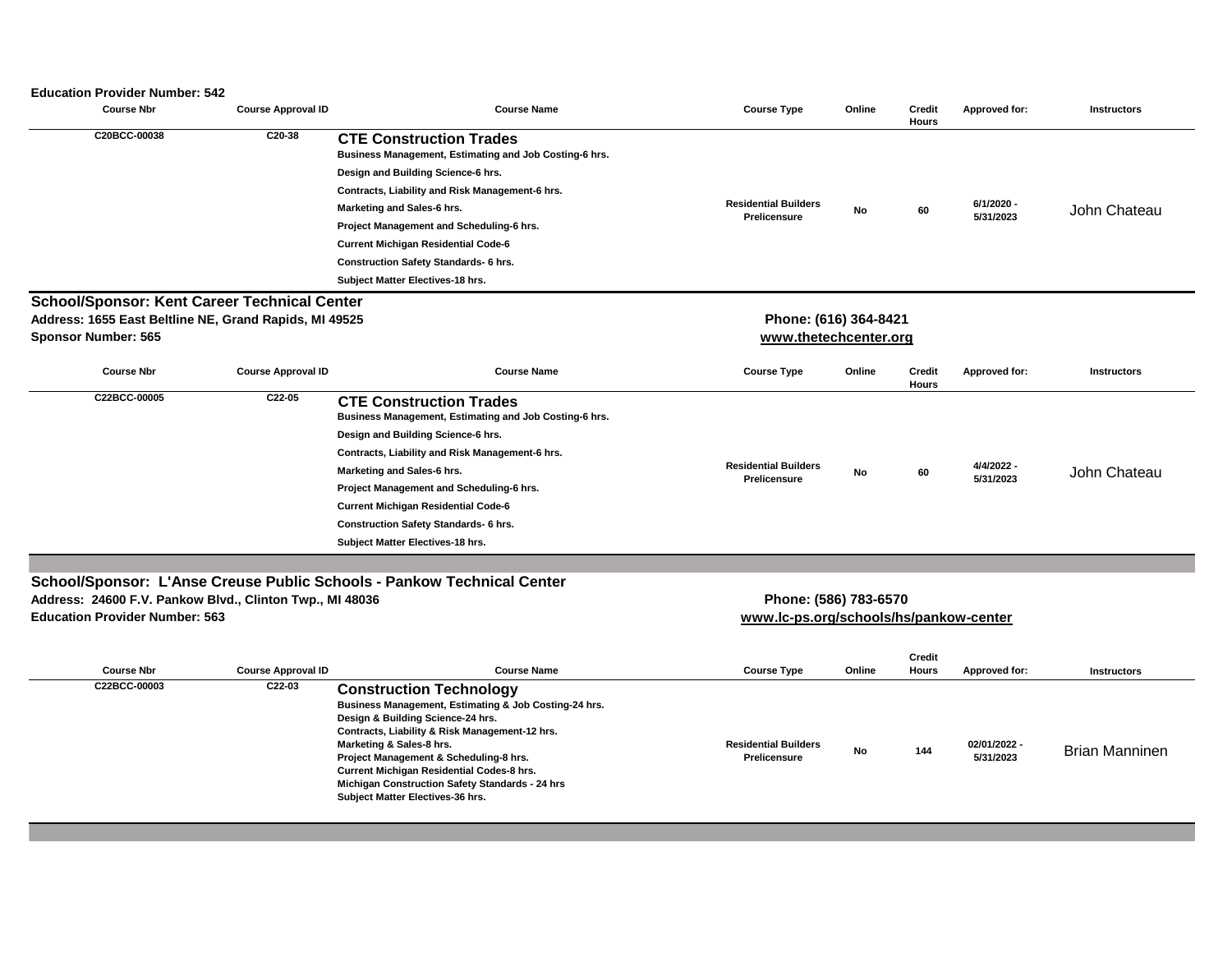**Education Provider Number: 542**

| Course Nbr | Course Approval ID | Course Name | Course Type | Online | Credit Hours | Approved for: | Instructors |
|---|---|---|---|---|---|---|---|
| C20BCC-00038 | C20-38 | **CTE Construction Trades**<br>Business Management, Estimating and Job Costing-6 hrs.<br>Design and Building Science-6 hrs.<br>Contracts, Liability and Risk Management-6 hrs.<br>Marketing and Sales-6 hrs.<br>Project Management and Scheduling-6 hrs.<br>Current Michigan Residential Code-6<br>Construction Safety Standards- 6 hrs.<br>Subject Matter Electives-18 hrs. | Residential Builders Prelicensure | No | 60 | 6/1/2020 - 5/31/2023 | John Chateau |

**School/Sponsor: Kent Career Technical Center**
**Address: 1655 East Beltline NE, Grand Rapids, MI 49525**
**Sponsor Number: 565**

**Phone: (616) 364-8421**
**www.thetechcenter.org**

| Course Nbr | Course Approval ID | Course Name | Course Type | Online | Credit Hours | Approved for: | Instructors |
|---|---|---|---|---|---|---|---|
| C22BCC-00005 | C22-05 | **CTE Construction Trades**<br>Business Management, Estimating and Job Costing-6 hrs.<br>Design and Building Science-6 hrs.<br>Contracts, Liability and Risk Management-6 hrs.<br>Marketing and Sales-6 hrs.<br>Project Management and Scheduling-6 hrs.<br>Current Michigan Residential Code-6<br>Construction Safety Standards- 6 hrs.<br>Subject Matter Electives-18 hrs. | Residential Builders Prelicensure | No | 60 | 4/4/2022 - 5/31/2023 | John Chateau |

**School/Sponsor: L'Anse Creuse Public Schools - Pankow Technical Center**
**Address: 24600 F.V. Pankow Blvd., Clinton Twp., MI 48036**
**Education Provider Number: 563**

**Phone: (586) 783-6570**
**www.lc-ps.org/schools/hs/pankow-center**

| Course Nbr | Course Approval ID | Course Name | Course Type | Online | Credit Hours | Approved for: | Instructors |
|---|---|---|---|---|---|---|---|
| C22BCC-00003 | C22-03 | **Construction Technology**<br>Business Management, Estimating & Job Costing-24 hrs.<br>Design & Building Science-24 hrs.<br>Contracts, Liability & Risk Management-12 hrs.<br>Marketing & Sales-8 hrs.<br>Project Management & Scheduling-8 hrs.<br>Current Michigan Residential Codes-8 hrs.<br>Michigan Construction Safety Standards - 24 hrs<br>Subject Matter Electives-36 hrs. | Residential Builders Prelicensure | No | 144 | 02/01/2022 - 5/31/2023 | Brian Manninen |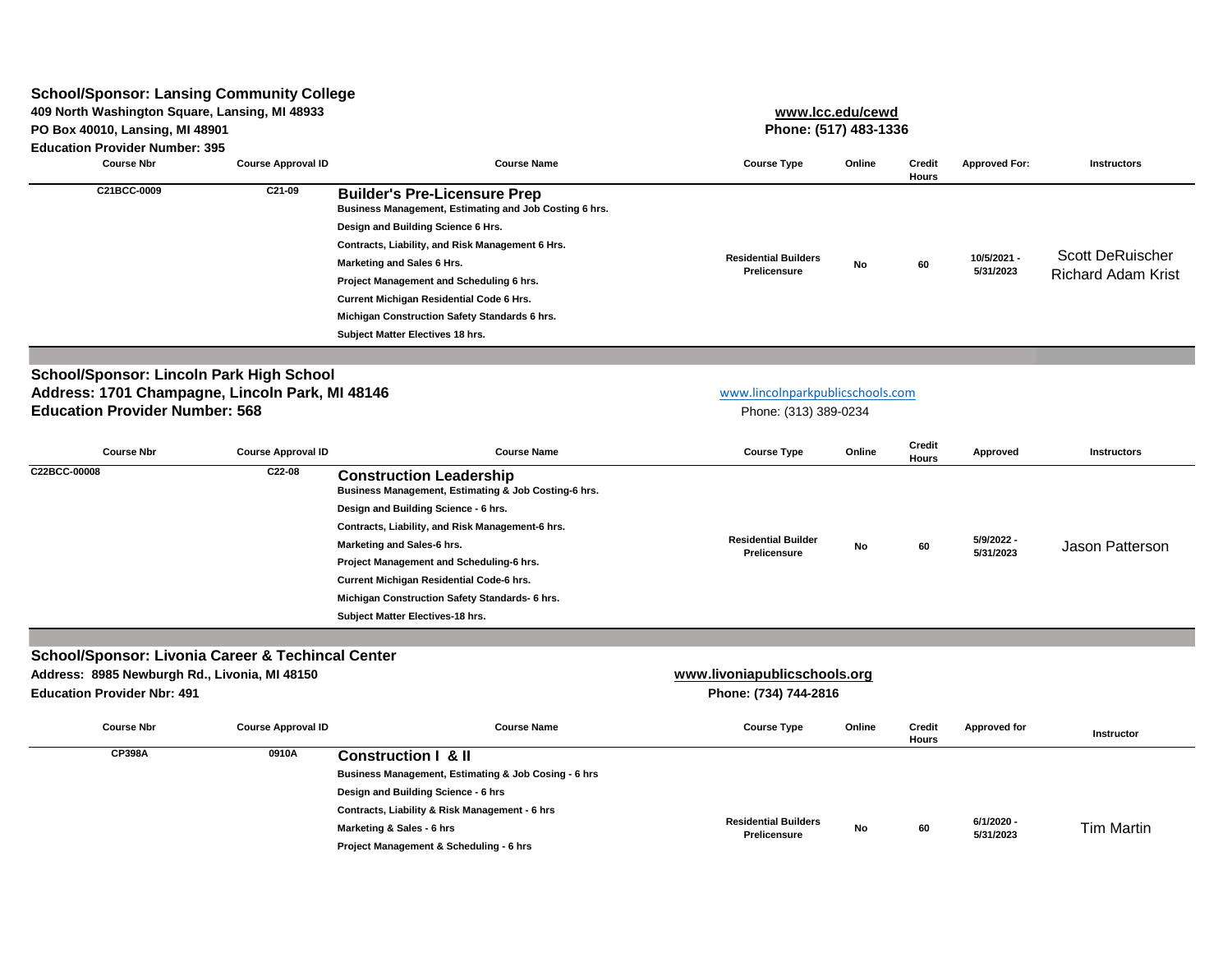**School/Sponsor: Lansing Community College**
**409 North Washington Square, Lansing, MI 48933**
**PO Box 40010, Lansing, MI 48901**
**Education Provider Number: 395**

**www.lcc.edu/cewd**
**Phone: (517) 483-1336**

| Course Nbr | Course Approval ID | Course Name | Course Type | Online | Credit Hours | Approved For: | Instructors |
|---|---|---|---|---|---|---|---|
| C21BCC-0009 | C21-09 | **Builder's Pre-Licensure Prep**<br>Business Management, Estimating and Job Costing 6 hrs.<br>Design and Building Science 6 Hrs.<br>Contracts, Liability, and Risk Management 6 Hrs.<br>Marketing and Sales 6 Hrs.<br>Project Management and Scheduling 6 hrs.<br>Current Michigan Residential Code 6 Hrs.<br>Michigan Construction Safety Standards 6 hrs.<br>Subject Matter Electives 18 hrs. | Residential Builders Prelicensure | No | 60 | 10/5/2021 - 5/31/2023 | Scott DeRuischer<br>Richard Adam Krist |

**School/Sponsor: Lincoln Park High School**
**Address: 1701 Champagne, Lincoln Park, MI 48146**
**Education Provider Number: 568**

www.lincolnparkpublicschools.com
Phone: (313) 389-0234

| Course Nbr | Course Approval ID | Course Name | Course Type | Online | Credit Hours | Approved | Instructors |
|---|---|---|---|---|---|---|---|
| C22BCC-00008 | C22-08 | **Construction Leadership**<br>Business Management, Estimating & Job Costing-6 hrs.<br>Design and Building Science - 6 hrs.<br>Contracts, Liability, and Risk Management-6 hrs.<br>Marketing and Sales-6 hrs.<br>Project Management and Scheduling-6 hrs.<br>Current Michigan Residential Code-6 hrs.<br>Michigan Construction Safety Standards- 6 hrs.<br>Subject Matter Electives-18 hrs. | Residential Builder Prelicensure | No | 60 | 5/9/2022 - 5/31/2023 | Jason Patterson |

**School/Sponsor: Livonia Career & Techincal Center**
**Address: 8985 Newburgh Rd., Livonia, MI 48150**
**Education Provider Nbr: 491**

**www.livoniapublicschools.org**
**Phone: (734) 744-2816**

| Course Nbr | Course Approval ID | Course Name | Course Type | Online | Credit Hours | Approved for | Instructor |
|---|---|---|---|---|---|---|---|
| CP398A | 0910A | **Construction I & II**<br>Business Management, Estimating & Job Cosing - 6 hrs<br>Design and Building Science - 6 hrs<br>Contracts, Liability & Risk Management - 6 hrs<br>Marketing & Sales - 6 hrs<br>Project Management & Scheduling - 6 hrs | Residential Builders Prelicensure | No | 60 | 6/1/2020 - 5/31/2023 | Tim Martin |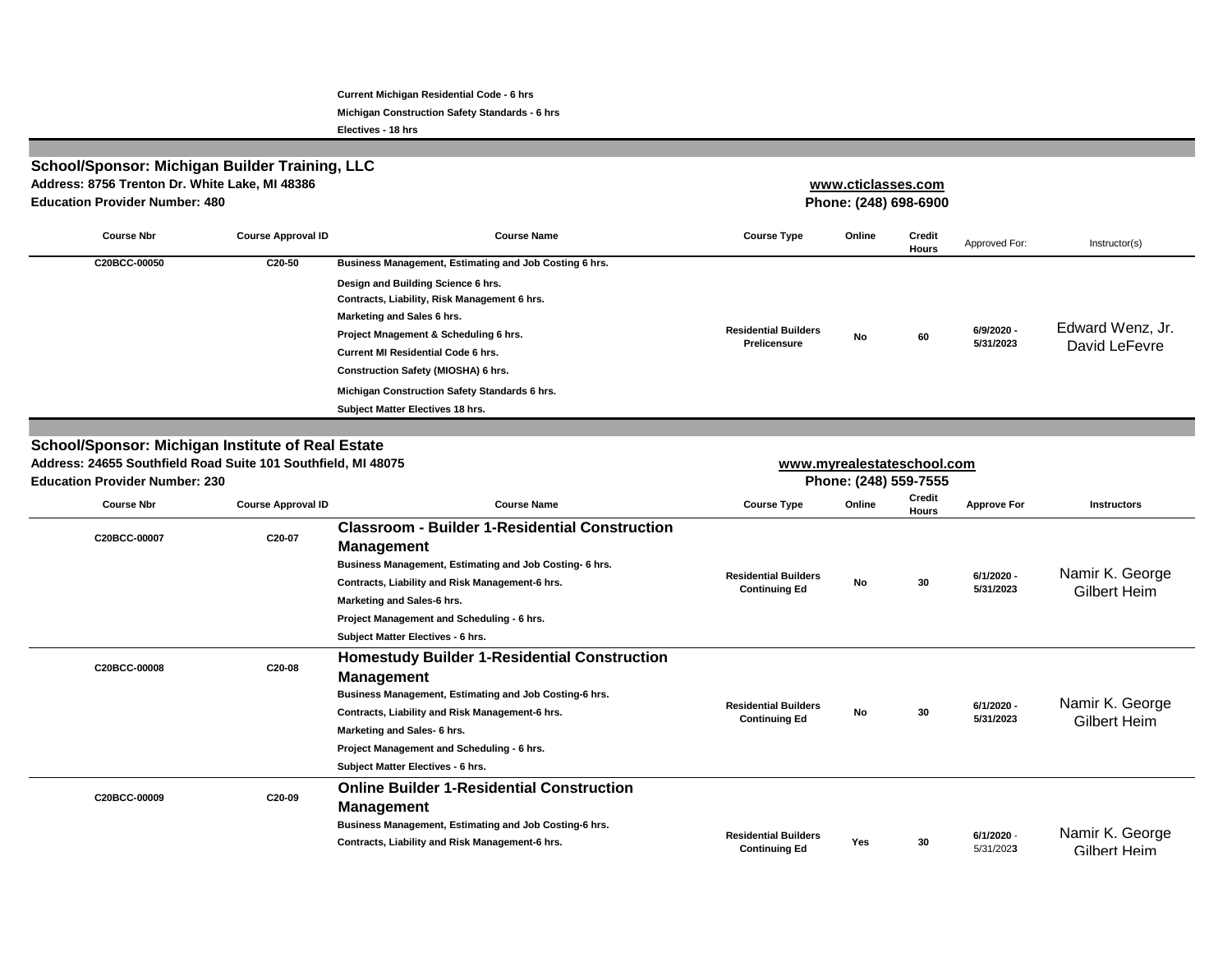Current Michigan Residential Code - 6 hrs
Michigan Construction Safety Standards - 6 hrs
Electives - 18 hrs

## School/Sponsor: Michigan Builder Training, LLC

**Address: 8756 Trenton Dr. White Lake, MI 48386**
**Education Provider Number: 480**

**www.cticlasses.com**
**Phone: (248) 698-6900**

| Course Nbr | Course Approval ID | Course Name | Course Type | Online | Credit Hours | Approved For: | Instructor(s) |
|---|---|---|---|---|---|---|---|
| C20BCC-00050 | C20-50 | Business Management, Estimating and Job Costing 6 hrs.<br>Design and Building Science 6 hrs.<br>Contracts, Liability, Risk Management 6 hrs.<br>Marketing and Sales 6 hrs.<br>Project Mnagement & Scheduling 6 hrs.<br>Current MI Residential Code 6 hrs.<br>Construction Safety (MIOSHA) 6 hrs.<br>Michigan Construction Safety Standards 6 hrs.<br>Subject Matter Electives 18 hrs. | Residential Builders Prelicensure | No | 60 | 6/9/2020 - 5/31/2023 | Edward Wenz, Jr.<br>David LeFevre |

## School/Sponsor: Michigan Institute of Real Estate

**Address: 24655 Southfield Road Suite 101 Southfield, MI 48075**
**Education Provider Number: 230**

**www.myrealestateschool.com**
**Phone: (248) 559-7555**

| Course Nbr | Course Approval ID | Course Name | Course Type | Online | Credit Hours | Approve For | Instructors |
|---|---|---|---|---|---|---|---|
| C20BCC-00007 | C20-07 | **Classroom - Builder 1-Residential Construction Management**<br>Business Management, Estimating and Job Costing- 6 hrs.<br>Contracts, Liability and Risk Management-6 hrs.<br>Marketing and Sales-6 hrs.<br>Project Management and Scheduling - 6 hrs.<br>Subject Matter Electives - 6 hrs. | Residential Builders Continuing Ed | No | 30 | 6/1/2020 - 5/31/2023 | Namir K. George<br>Gilbert Heim |
| C20BCC-00008 | C20-08 | **Homestudy Builder 1-Residential Construction Management**<br>Business Management, Estimating and Job Costing-6 hrs.<br>Contracts, Liability and Risk Management-6 hrs.<br>Marketing and Sales- 6 hrs.<br>Project Management and Scheduling - 6 hrs.<br>Subject Matter Electives - 6 hrs. | Residential Builders Continuing Ed | No | 30 | 6/1/2020 - 5/31/2023 | Namir K. George<br>Gilbert Heim |
| C20BCC-00009 | C20-09 | **Online Builder 1-Residential Construction Management**<br>Business Management, Estimating and Job Costing-6 hrs.<br>Contracts, Liability and Risk Management-6 hrs. | Residential Builders Continuing Ed | Yes | 30 | 6/1/2020 - 5/31/2023 | Namir K. George<br>Gilbert Heim |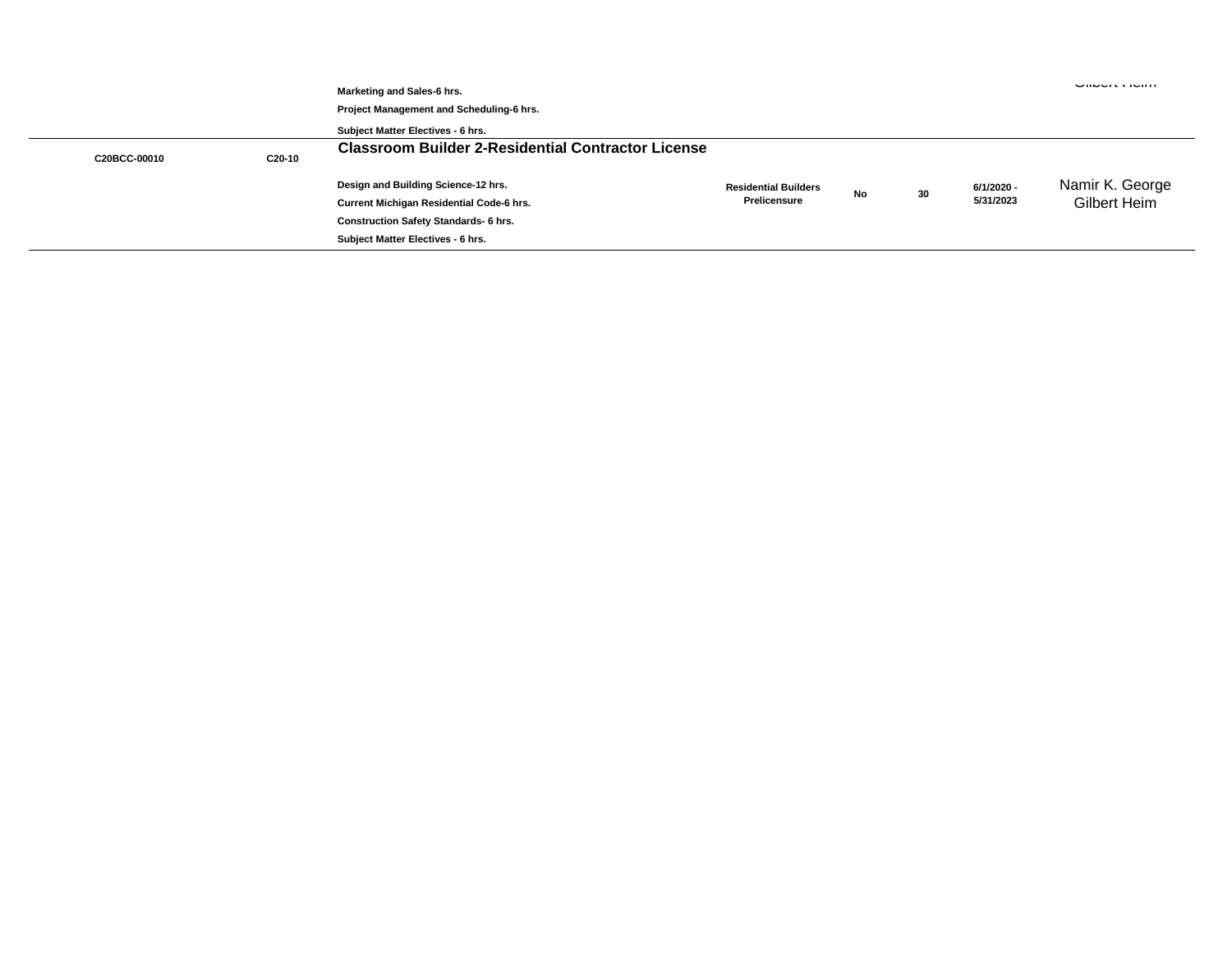| | | | | | | | |
|---|---|---|---|---|---|---|---|
| | | Marketing and Sales-6 hrs.<br>Project Management and Scheduling-6 hrs.<br>Subject Matter Electives - 6 hrs. | | | | | Gilbert Heim |
| C20BCC-00010 | C20-10 | **Classroom Builder 2-Residential Contractor License**<br>Design and Building Science-12 hrs.<br>Current Michigan Residential Code-6 hrs.<br>Construction Safety Standards- 6 hrs.<br>Subject Matter Electives - 6 hrs. | Residential Builders Prelicensure | No | 30 | 6/1/2020 - 5/31/2023 | Namir K. George<br>Gilbert Heim |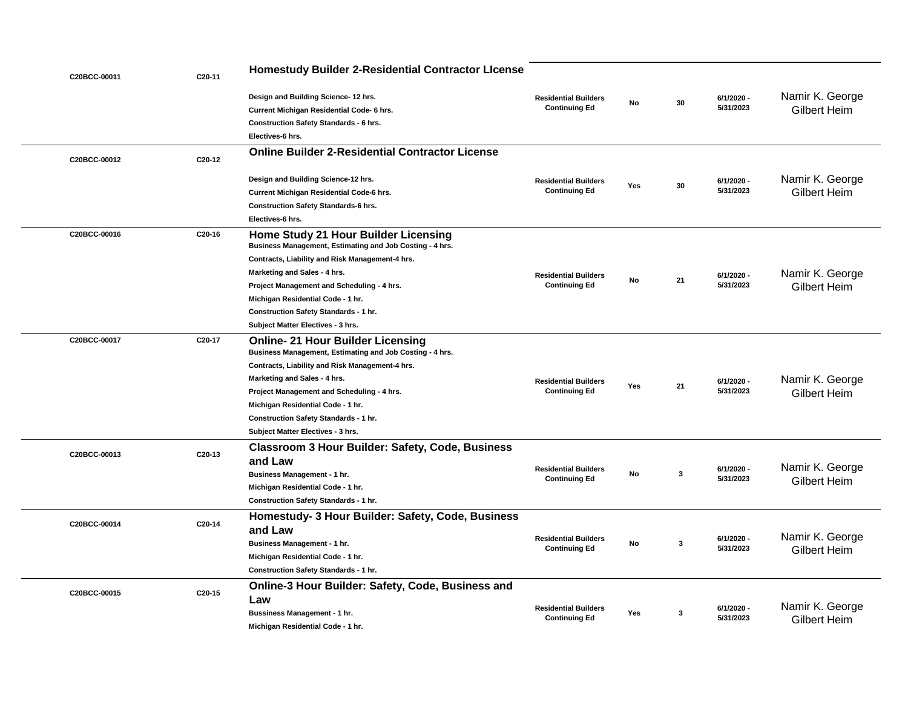| | | | | | | | |
|---|---|---|---|---|---|---|---|
| C20BCC-00011 | C20-11 | **Homestudy Builder 2-Residential Contractor LIcense**<br>Design and Building Science- 12 hrs.<br>Current Michigan Residential Code- 6 hrs.<br>Construction Safety Standards - 6 hrs.<br>Electives-6 hrs. | Residential Builders Continuing Ed | No | 30 | 6/1/2020 - 5/31/2023 | Namir K. George<br>Gilbert Heim |
| C20BCC-00012 | C20-12 | **Online Builder 2-Residential Contractor License**<br>Design and Building Science-12 hrs.<br>Current Michigan Residential Code-6 hrs.<br>Construction Safety Standards-6 hrs.<br>Electives-6 hrs. | Residential Builders Continuing Ed | Yes | 30 | 6/1/2020 - 5/31/2023 | Namir K. George<br>Gilbert Heim |
| C20BCC-00016 | C20-16 | **Home Study 21 Hour Builder Licensing**<br>Business Management, Estimating and Job Costing - 4 hrs.<br>Contracts, Liability and Risk Management-4 hrs.<br>Marketing and Sales - 4 hrs.<br>Project Management and Scheduling - 4 hrs.<br>Michigan Residential Code - 1 hr.<br>Construction Safety Standards - 1 hr.<br>Subject Matter Electives - 3 hrs. | Residential Builders Continuing Ed | No | 21 | 6/1/2020 - 5/31/2023 | Namir K. George<br>Gilbert Heim |
| C20BCC-00017 | C20-17 | **Online- 21 Hour Builder Licensing**<br>Business Management, Estimating and Job Costing - 4 hrs.<br>Contracts, Liability and Risk Management-4 hrs.<br>Marketing and Sales - 4 hrs.<br>Project Management and Scheduling - 4 hrs.<br>Michigan Residential Code - 1 hr.<br>Construction Safety Standards - 1 hr.<br>Subject Matter Electives - 3 hrs. | Residential Builders Continuing Ed | Yes | 21 | 6/1/2020 - 5/31/2023 | Namir K. George<br>Gilbert Heim |
| C20BCC-00013 | C20-13 | **Classroom 3 Hour Builder: Safety, Code, Business and Law**<br>Business Management - 1 hr.<br>Michigan Residential Code - 1 hr.<br>Construction Safety Standards - 1 hr. | Residential Builders Continuing Ed | No | 3 | 6/1/2020 - 5/31/2023 | Namir K. George<br>Gilbert Heim |
| C20BCC-00014 | C20-14 | **Homestudy- 3 Hour Builder: Safety, Code, Business and Law**<br>Business Management - 1 hr.<br>Michigan Residential Code - 1 hr.<br>Construction Safety Standards - 1 hr. | Residential Builders Continuing Ed | No | 3 | 6/1/2020 - 5/31/2023 | Namir K. George<br>Gilbert Heim |
| C20BCC-00015 | C20-15 | **Online-3 Hour Builder: Safety, Code, Business and Law**<br>Bussiness Management - 1 hr.<br>Michigan Residential Code - 1 hr. | Residential Builders Continuing Ed | Yes | 3 | 6/1/2020 - 5/31/2023 | Namir K. George<br>Gilbert Heim |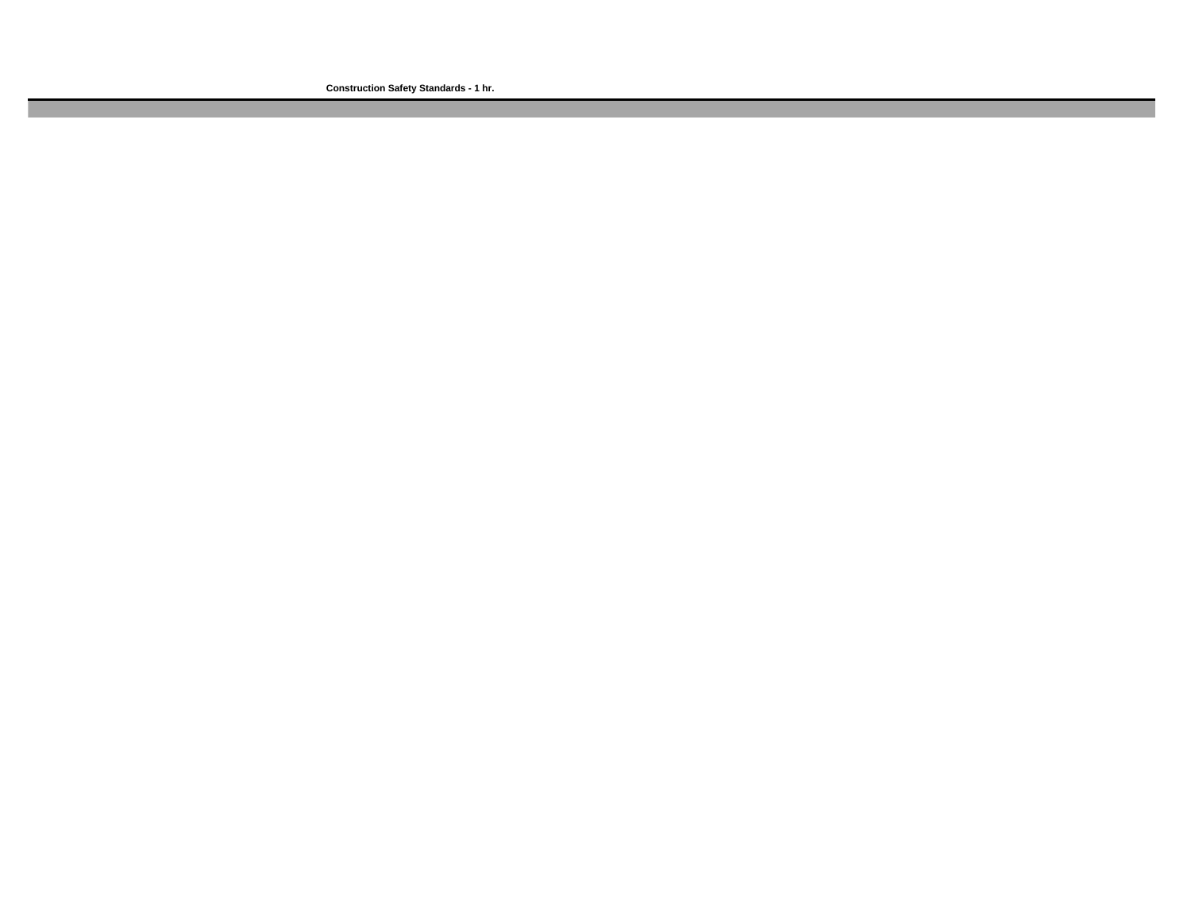**Construction Safety Standards - 1 hr.**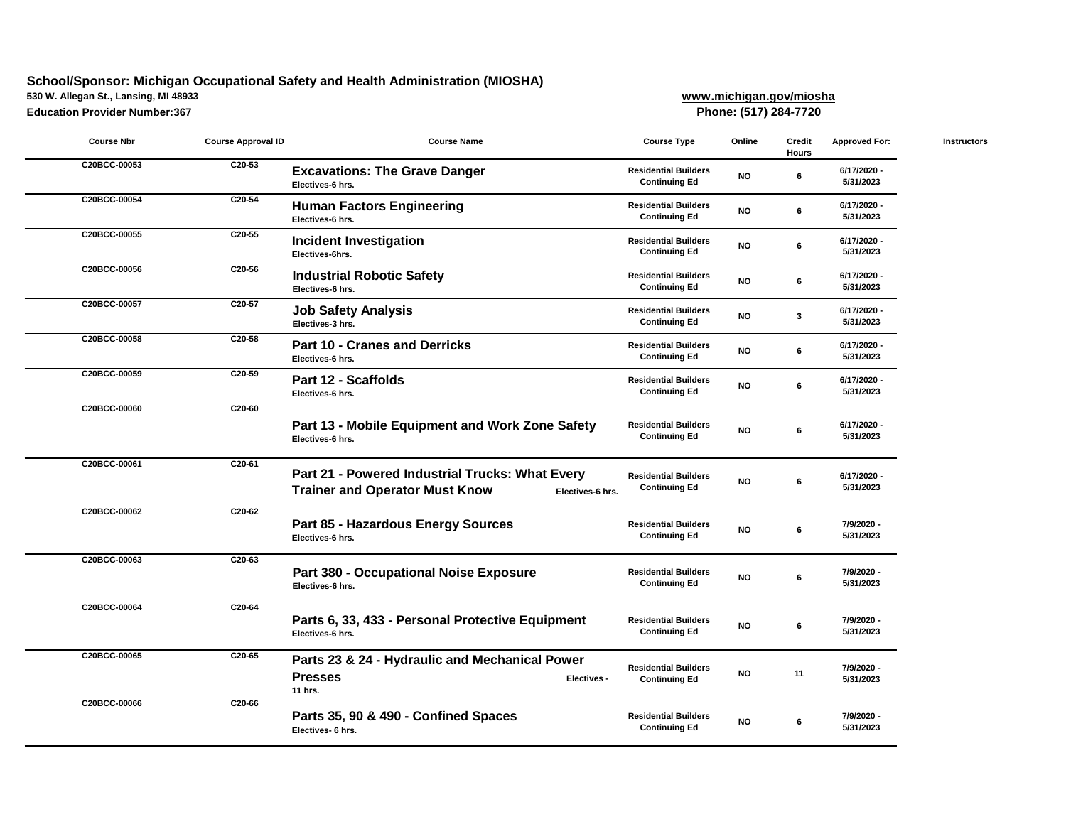**School/Sponsor: Michigan Occupational Safety and Health Administration (MIOSHA)**
**530 W. Allegan St., Lansing, MI 48933**
**Education Provider Number:367**

**www.michigan.gov/miosha**
**Phone: (517) 284-7720**

| Course Nbr | Course Approval ID | Course Name | Course Type | Online | Credit Hours | Approved For: | Instructors |
|---|---|---|---|---|---|---|---|
| C20BCC-00053 | C20-53 | **Excavations: The Grave Danger** Electives-6 hrs. | Residential Builders Continuing Ed | NO | 6 | 6/17/2020 - 5/31/2023 | |
| C20BCC-00054 | C20-54 | **Human Factors Engineering** Electives-6 hrs. | Residential Builders Continuing Ed | NO | 6 | 6/17/2020 - 5/31/2023 | |
| C20BCC-00055 | C20-55 | **Incident Investigation** Electives-6hrs. | Residential Builders Continuing Ed | NO | 6 | 6/17/2020 - 5/31/2023 | |
| C20BCC-00056 | C20-56 | **Industrial Robotic Safety** Electives-6 hrs. | Residential Builders Continuing Ed | NO | 6 | 6/17/2020 - 5/31/2023 | |
| C20BCC-00057 | C20-57 | **Job Safety Analysis** Electives-3 hrs. | Residential Builders Continuing Ed | NO | 3 | 6/17/2020 - 5/31/2023 | |
| C20BCC-00058 | C20-58 | **Part 10 - Cranes and Derricks** Electives-6 hrs. | Residential Builders Continuing Ed | NO | 6 | 6/17/2020 - 5/31/2023 | |
| C20BCC-00059 | C20-59 | **Part 12 - Scaffolds** Electives-6 hrs. | Residential Builders Continuing Ed | NO | 6 | 6/17/2020 - 5/31/2023 | |
| C20BCC-00060 | C20-60 | **Part 13 - Mobile Equipment and Work Zone Safety** Electives-6 hrs. | Residential Builders Continuing Ed | NO | 6 | 6/17/2020 - 5/31/2023 | |
| C20BCC-00061 | C20-61 | **Part 21 - Powered Industrial Trucks: What Every Trainer and Operator Must Know** Electives-6 hrs. | Residential Builders Continuing Ed | NO | 6 | 6/17/2020 - 5/31/2023 | |
| C20BCC-00062 | C20-62 | **Part 85 - Hazardous Energy Sources** Electives-6 hrs. | Residential Builders Continuing Ed | NO | 6 | 7/9/2020 - 5/31/2023 | |
| C20BCC-00063 | C20-63 | **Part 380 - Occupational Noise Exposure** Electives-6 hrs. | Residential Builders Continuing Ed | NO | 6 | 7/9/2020 - 5/31/2023 | |
| C20BCC-00064 | C20-64 | **Parts 6, 33, 433 - Personal Protective Equipment** Electives-6 hrs. | Residential Builders Continuing Ed | NO | 6 | 7/9/2020 - 5/31/2023 | |
| C20BCC-00065 | C20-65 | **Parts 23 & 24 - Hydraulic and Mechanical Power Presses** Electives - 11 hrs. | Residential Builders Continuing Ed | NO | 11 | 7/9/2020 - 5/31/2023 | |
| C20BCC-00066 | C20-66 | **Parts 35, 90 & 490 - Confined Spaces** Electives- 6 hrs. | Residential Builders Continuing Ed | NO | 6 | 7/9/2020 - 5/31/2023 | |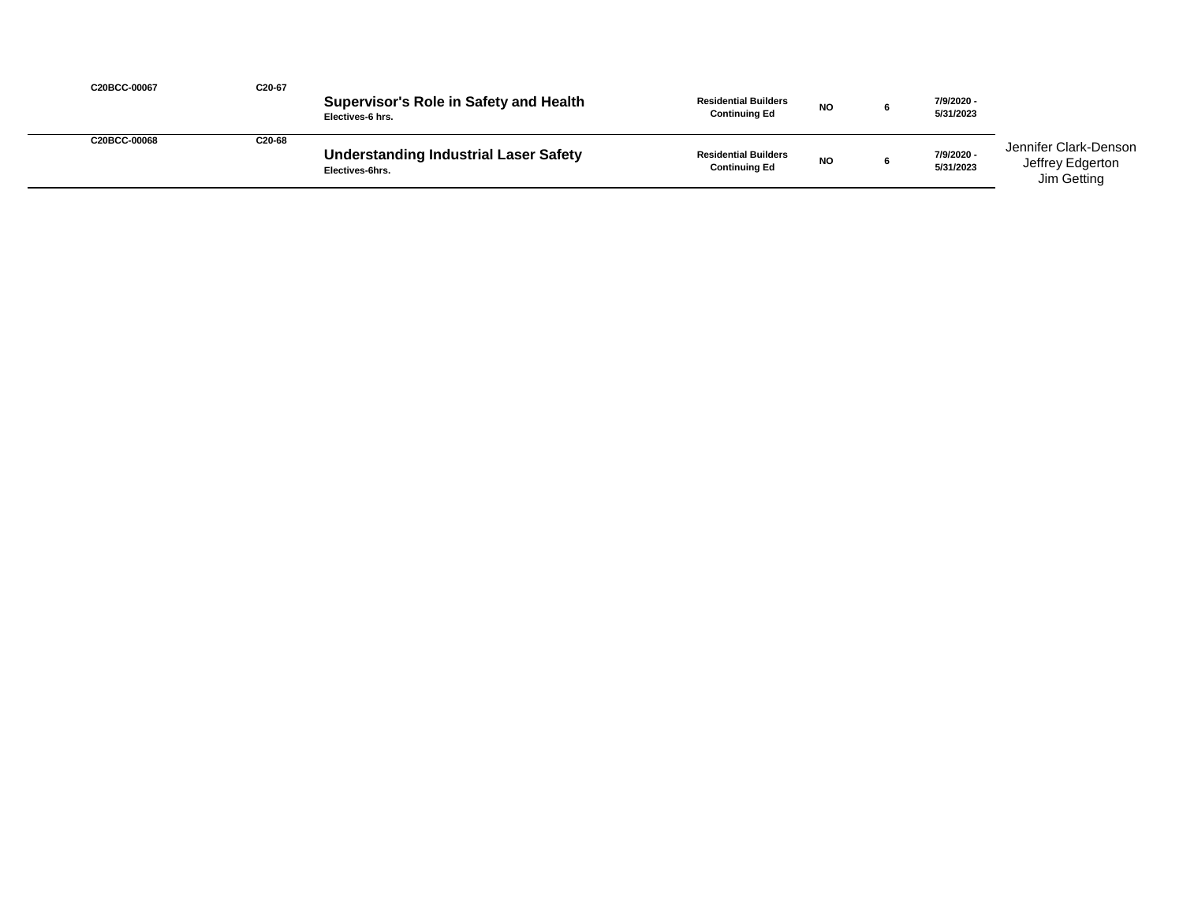| | | | | | | | |
|---|---|---|---|---|---|---|---|
| C20BCC-00067 | C20-67 | **Supervisor's Role in Safety and Health**<br>Electives-6 hrs. | Residential Builders Continuing Ed | NO | 6 | 7/9/2020 - 5/31/2023 | |
| C20BCC-00068 | C20-68 | **Understanding Industrial Laser Safety**<br>Electives-6hrs. | Residential Builders Continuing Ed | NO | 6 | 7/9/2020 - 5/31/2023 | Jennifer Clark-Denson<br>Jeffrey Edgerton<br>Jim Getting |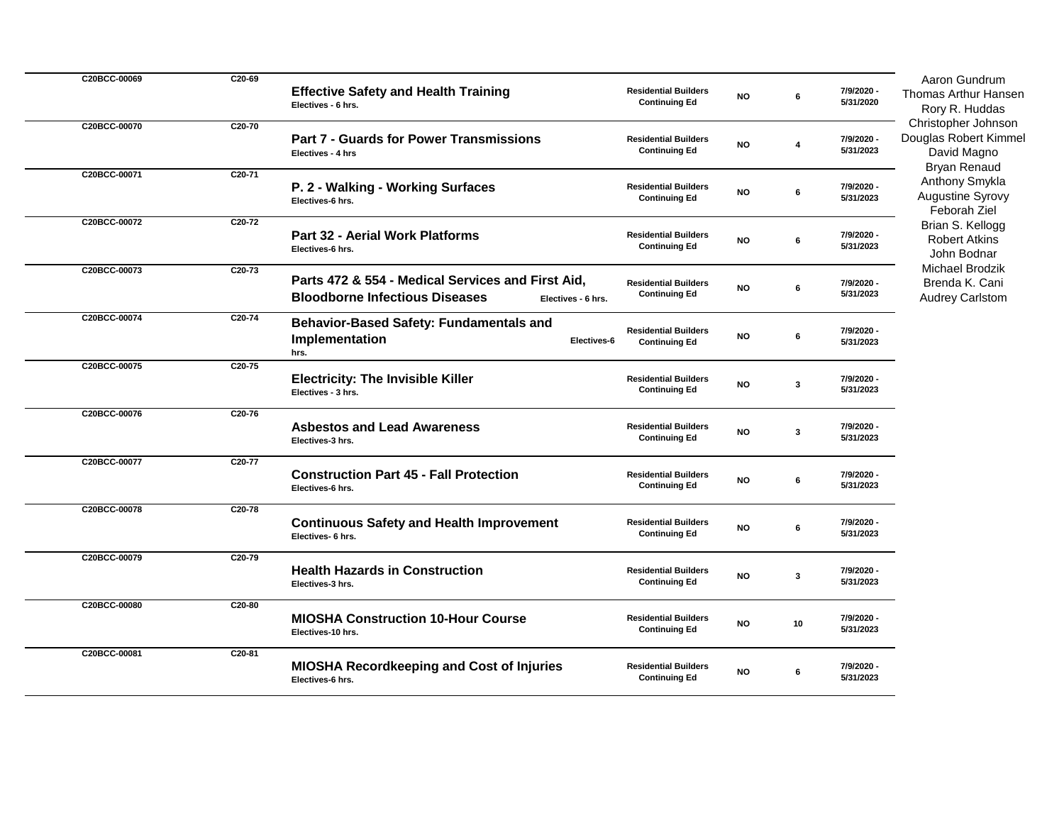| | | | | | | | |
|---|---|---|---|---|---|---|---|
| C20BCC-00069 | C20-69 | **Effective Safety and Health Training** Electives - 6 hrs. | Residential Builders Continuing Ed | NO | 6 | 7/9/2020 - 5/31/2020 | Aaron Gundrum<br>Thomas Arthur Hansen<br>Rory R. Huddas<br>Christopher Johnson<br>Douglas Robert Kimmel<br>David Magno<br>Bryan Renaud<br>Anthony Smykla<br>Augustine Syrovy<br>Feborah Ziel<br>Brian S. Kellogg<br>Robert Atkins<br>John Bodnar<br>Michael Brodzik<br>Brenda K. Cani<br>Audrey Carlstom |
| C20BCC-00070 | C20-70 | **Part 7 - Guards for Power Transmissions** Electives - 4 hrs | Residential Builders Continuing Ed | NO | 4 | 7/9/2020 - 5/31/2023 | |
| C20BCC-00071 | C20-71 | **P. 2 - Walking - Working Surfaces** Electives-6 hrs. | Residential Builders Continuing Ed | NO | 6 | 7/9/2020 - 5/31/2023 | |
| C20BCC-00072 | C20-72 | **Part 32 - Aerial Work Platforms** Electives-6 hrs. | Residential Builders Continuing Ed | NO | 6 | 7/9/2020 - 5/31/2023 | |
| C20BCC-00073 | C20-73 | **Parts 472 & 554 - Medical Services and First Aid, Bloodborne Infectious Diseases** Electives - 6 hrs. | Residential Builders Continuing Ed | NO | 6 | 7/9/2020 - 5/31/2023 | |
| C20BCC-00074 | C20-74 | **Behavior-Based Safety: Fundamentals and Implementation** Electives-6 hrs. | Residential Builders Continuing Ed | NO | 6 | 7/9/2020 - 5/31/2023 | |
| C20BCC-00075 | C20-75 | **Electricity: The Invisible Killer** Electives - 3 hrs. | Residential Builders Continuing Ed | NO | 3 | 7/9/2020 - 5/31/2023 | |
| C20BCC-00076 | C20-76 | **Asbestos and Lead Awareness** Electives-3 hrs. | Residential Builders Continuing Ed | NO | 3 | 7/9/2020 - 5/31/2023 | |
| C20BCC-00077 | C20-77 | **Construction Part 45 - Fall Protection** Electives-6 hrs. | Residential Builders Continuing Ed | NO | 6 | 7/9/2020 - 5/31/2023 | |
| C20BCC-00078 | C20-78 | **Continuous Safety and Health Improvement** Electives- 6 hrs. | Residential Builders Continuing Ed | NO | 6 | 7/9/2020 - 5/31/2023 | |
| C20BCC-00079 | C20-79 | **Health Hazards in Construction** Electives-3 hrs. | Residential Builders Continuing Ed | NO | 3 | 7/9/2020 - 5/31/2023 | |
| C20BCC-00080 | C20-80 | **MIOSHA Construction 10-Hour Course** Electives-10 hrs. | Residential Builders Continuing Ed | NO | 10 | 7/9/2020 - 5/31/2023 | |
| C20BCC-00081 | C20-81 | **MIOSHA Recordkeeping and Cost of Injuries** Electives-6 hrs. | Residential Builders Continuing Ed | NO | 6 | 7/9/2020 - 5/31/2023 | |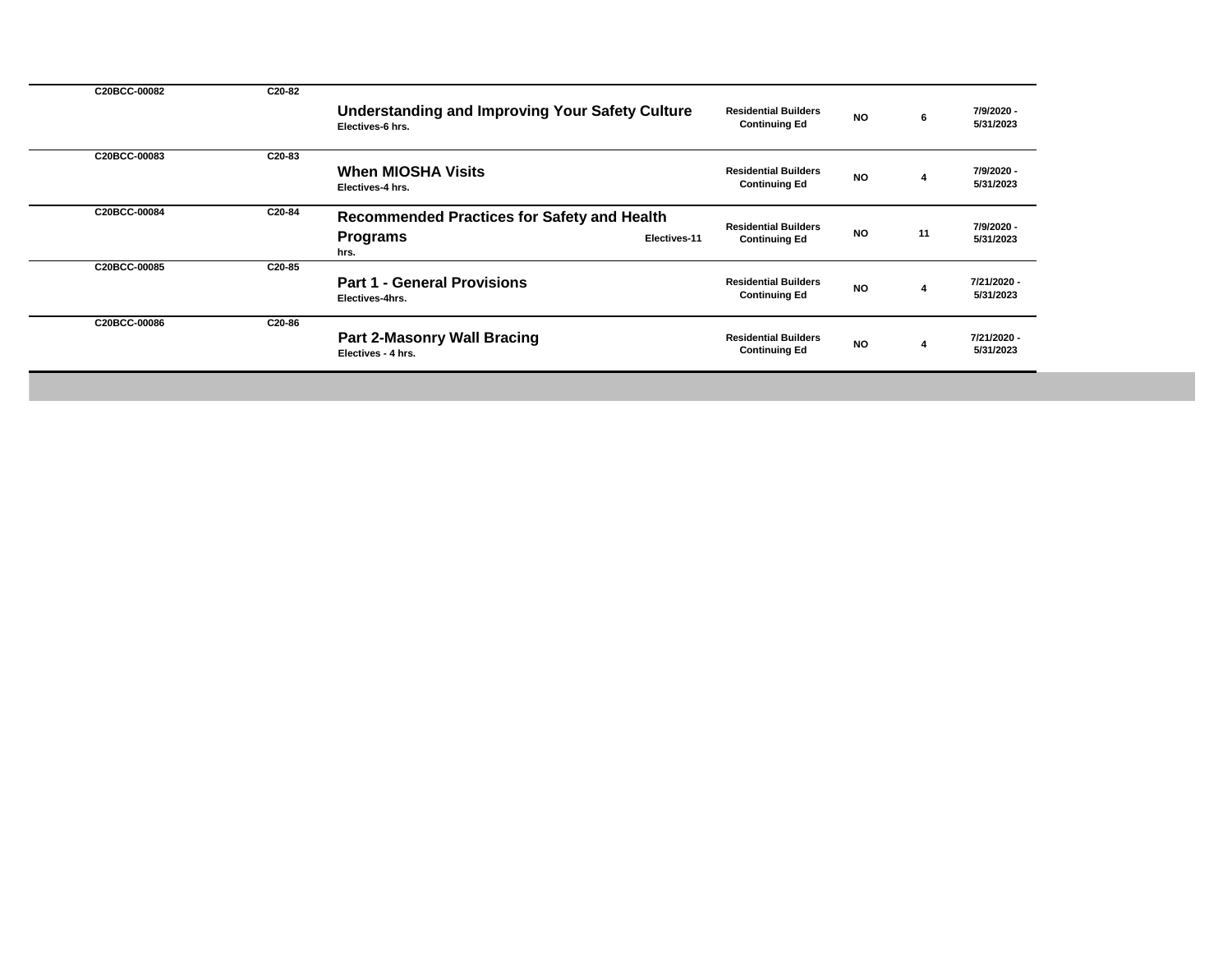| | | | | | | |
|---|---|---|---|---|---|---|
| C20BCC-00082 | C20-82 | **Understanding and Improving Your Safety Culture** Electives-6 hrs. | Residential Builders Continuing Ed | NO | 6 | 7/9/2020 - 5/31/2023 |
| C20BCC-00083 | C20-83 | **When MIOSHA Visits** Electives-4 hrs. | Residential Builders Continuing Ed | NO | 4 | 7/9/2020 - 5/31/2023 |
| C20BCC-00084 | C20-84 | **Recommended Practices for Safety and Health Programs** Electives-11 hrs. | Residential Builders Continuing Ed | NO | 11 | 7/9/2020 - 5/31/2023 |
| C20BCC-00085 | C20-85 | **Part 1 - General Provisions** Electives-4hrs. | Residential Builders Continuing Ed | NO | 4 | 7/21/2020 - 5/31/2023 |
| C20BCC-00086 | C20-86 | **Part 2-Masonry Wall Bracing** Electives - 4 hrs. | Residential Builders Continuing Ed | NO | 4 | 7/21/2020 - 5/31/2023 |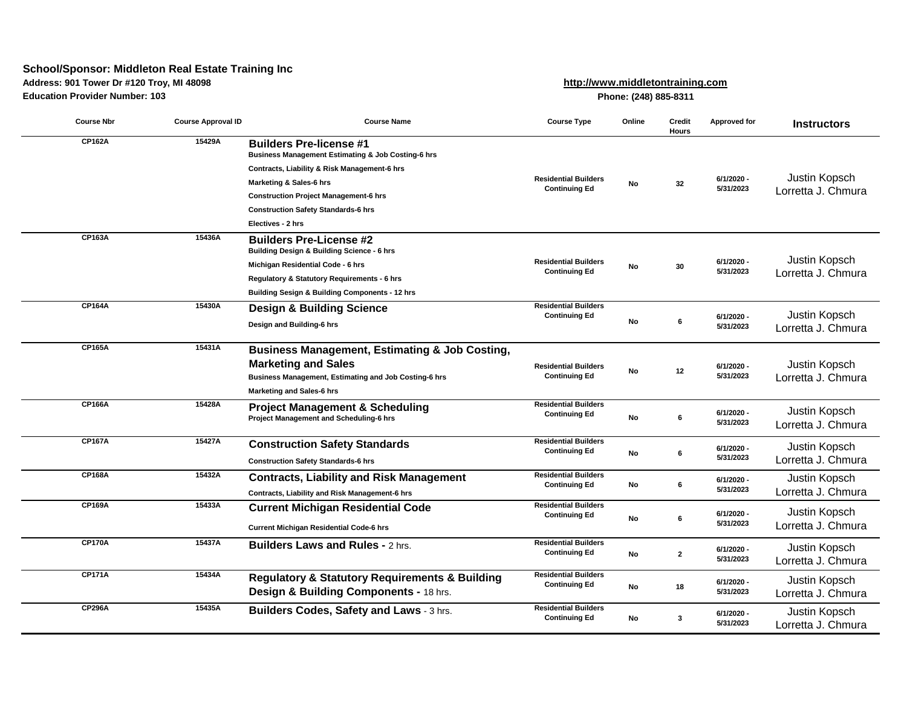**School/Sponsor: Middleton Real Estate Training Inc**
**Address: 901 Tower Dr #120 Troy, MI 48098**
**Education Provider Number: 103**

**http://www.middletontraining.com**
**Phone: (248) 885-8311**

| Course Nbr | Course Approval ID | Course Name | Course Type | Online | Credit Hours | Approved for | Instructors |
|---|---|---|---|---|---|---|---|
| CP162A | 15429A | **Builders Pre-license #1**<br>Business Management Estimating & Job Costing-6 hrs<br>Contracts, Liability & Risk Management-6 hrs<br>Marketing & Sales-6 hrs<br>Construction Project Management-6 hrs<br>Construction Safety Standards-6 hrs<br>Electives - 2 hrs | Residential Builders Continuing Ed | No | 32 | 6/1/2020 - 5/31/2023 | Justin Kopsch<br>Lorretta J. Chmura |
| CP163A | 15436A | **Builders Pre-License #2**<br>Building Design & Building Science - 6 hrs<br>Michigan Residential Code - 6 hrs<br>Regulatory & Statutory Requirements - 6 hrs<br>Building Sesign & Building Components - 12 hrs | Residential Builders Continuing Ed | No | 30 | 6/1/2020 - 5/31/2023 | Justin Kopsch<br>Lorretta J. Chmura |
| CP164A | 15430A | **Design & Building Science**<br>Design and Building-6 hrs | Residential Builders Continuing Ed | No | 6 | 6/1/2020 - 5/31/2023 | Justin Kopsch<br>Lorretta J. Chmura |
| CP165A | 15431A | **Business Management, Estimating & Job Costing, Marketing and Sales**<br>Business Management, Estimating and Job Costing-6 hrs<br>Marketing and Sales-6 hrs | Residential Builders Continuing Ed | No | 12 | 6/1/2020 - 5/31/2023 | Justin Kopsch<br>Lorretta J. Chmura |
| CP166A | 15428A | **Project Management & Scheduling**<br>Project Management and Scheduling-6 hrs | Residential Builders Continuing Ed | No | 6 | 6/1/2020 - 5/31/2023 | Justin Kopsch<br>Lorretta J. Chmura |
| CP167A | 15427A | **Construction Safety Standards**<br>Construction Safety Standards-6 hrs | Residential Builders Continuing Ed | No | 6 | 6/1/2020 - 5/31/2023 | Justin Kopsch<br>Lorretta J. Chmura |
| CP168A | 15432A | **Contracts, Liability and Risk Management**<br>Contracts, Liability and Risk Management-6 hrs | Residential Builders Continuing Ed | No | 6 | 6/1/2020 - 5/31/2023 | Justin Kopsch<br>Lorretta J. Chmura |
| CP169A | 15433A | **Current Michigan Residential Code**<br>Current Michigan Residential Code-6 hrs | Residential Builders Continuing Ed | No | 6 | 6/1/2020 - 5/31/2023 | Justin Kopsch<br>Lorretta J. Chmura |
| CP170A | 15437A | **Builders Laws and Rules -** 2 hrs. | Residential Builders Continuing Ed | No | 2 | 6/1/2020 - 5/31/2023 | Justin Kopsch<br>Lorretta J. Chmura |
| CP171A | 15434A | **Regulatory & Statutory Requirements & Building Design & Building Components -** 18 hrs. | Residential Builders Continuing Ed | No | 18 | 6/1/2020 - 5/31/2023 | Justin Kopsch<br>Lorretta J. Chmura |
| CP296A | 15435A | **Builders Codes, Safety and Laws** - 3 hrs. | Residential Builders Continuing Ed | No | 3 | 6/1/2020 - 5/31/2023 | Justin Kopsch<br>Lorretta J. Chmura |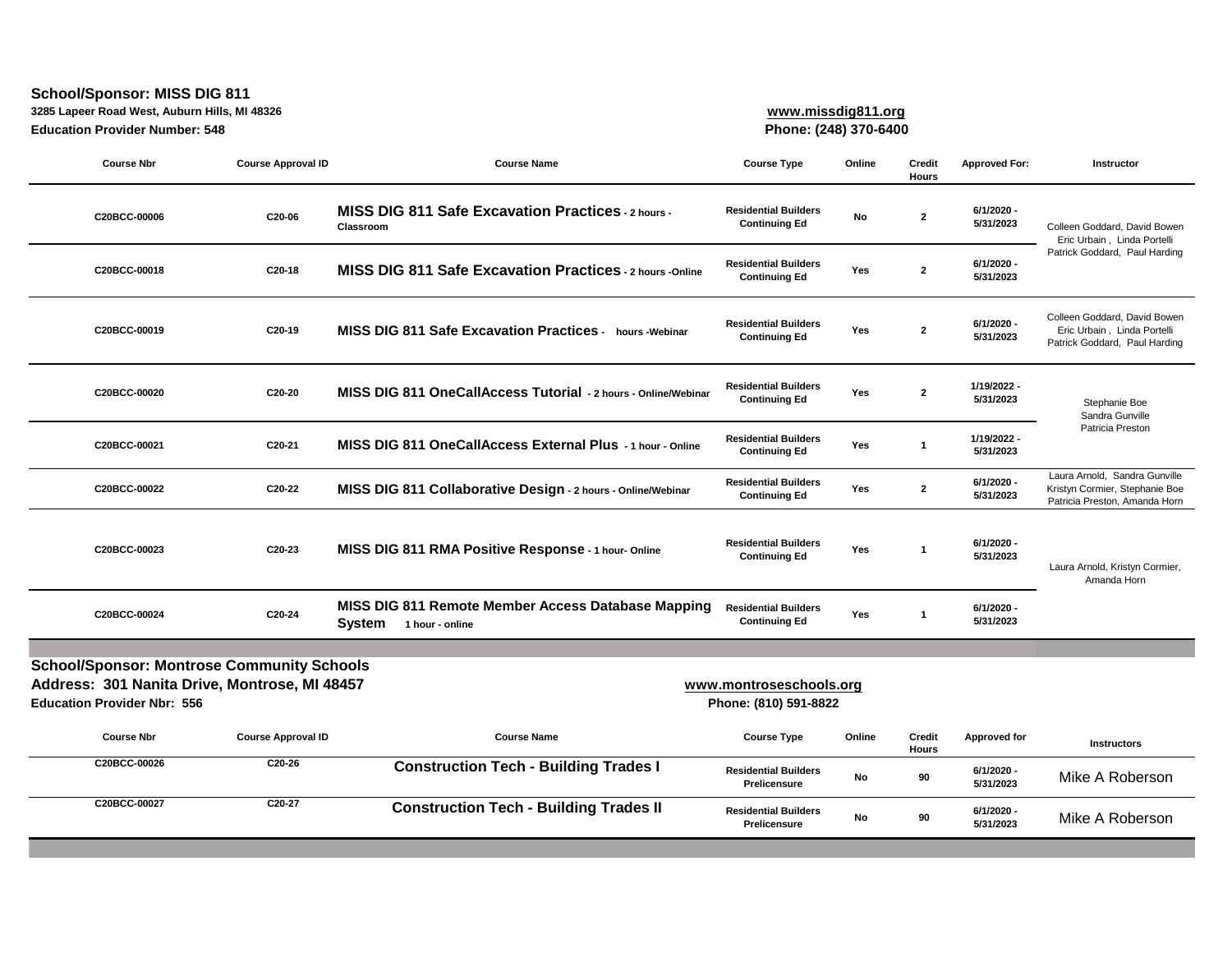**School/Sponsor: MISS DIG 811**

**3285 Lapeer Road West, Auburn Hills, MI 48326**

**Education Provider Number: 548**

**www.missdig811.org**

**Phone: (248) 370-6400**

| Course Nbr | Course Approval ID | Course Name | Course Type | Online | Credit Hours | Approved For: | Instructor |
|---|---|---|---|---|---|---|---|
| C20BCC-00006 | C20-06 | **MISS DIG 811 Safe Excavation Practices** - 2 hours - Classroom | Residential Builders Continuing Ed | No | 2 | 6/1/2020 - 5/31/2023 | Colleen Goddard, David Bowen Eric Urbain , Linda Portelli Patrick Goddard, Paul Harding |
| C20BCC-00018 | C20-18 | **MISS DIG 811 Safe Excavation Practices** - 2 hours -Online | Residential Builders Continuing Ed | Yes | 2 | 6/1/2020 - 5/31/2023 | |
| C20BCC-00019 | C20-19 | **MISS DIG 811 Safe Excavation Practices** - hours -Webinar | Residential Builders Continuing Ed | Yes | 2 | 6/1/2020 - 5/31/2023 | Colleen Goddard, David Bowen Eric Urbain , Linda Portelli Patrick Goddard, Paul Harding |
| C20BCC-00020 | C20-20 | **MISS DIG 811 OneCallAccess Tutorial** - 2 hours - Online/Webinar | Residential Builders Continuing Ed | Yes | 2 | 1/19/2022 - 5/31/2023 | Stephanie Boe Sandra Gunville Patricia Preston |
| C20BCC-00021 | C20-21 | **MISS DIG 811 OneCallAccess External Plus** - 1 hour - Online | Residential Builders Continuing Ed | Yes | 1 | 1/19/2022 - 5/31/2023 | |
| C20BCC-00022 | C20-22 | **MISS DIG 811 Collaborative Design** - 2 hours - Online/Webinar | Residential Builders Continuing Ed | Yes | 2 | 6/1/2020 - 5/31/2023 | Laura Arnold, Sandra Gunville Kristyn Cormier, Stephanie Boe Patricia Preston, Amanda Horn |
| C20BCC-00023 | C20-23 | **MISS DIG 811 RMA Positive Response** - 1 hour- Online | Residential Builders Continuing Ed | Yes | 1 | 6/1/2020 - 5/31/2023 | Laura Arnold, Kristyn Cormier, Amanda Horn |
| C20BCC-00024 | C20-24 | **MISS DIG 811 Remote Member Access Database Mapping System** 1 hour - online | Residential Builders Continuing Ed | Yes | 1 | 6/1/2020 - 5/31/2023 | |

**School/Sponsor: Montrose Community Schools**

**Address: 301 Nanita Drive, Montrose, MI 48457**

**Education Provider Nbr: 556**

**www.montroseschools.org**

**Phone: (810) 591-8822**

| Course Nbr | Course Approval ID | Course Name | Course Type | Online | Credit Hours | Approved for | Instructors |
|---|---|---|---|---|---|---|---|
| C20BCC-00026 | C20-26 | **Construction Tech - Building Trades I** | Residential Builders Prelicensure | No | 90 | 6/1/2020 - 5/31/2023 | Mike A Roberson |
| C20BCC-00027 | C20-27 | **Construction Tech - Building Trades II** | Residential Builders Prelicensure | No | 90 | 6/1/2020 - 5/31/2023 | Mike A Roberson |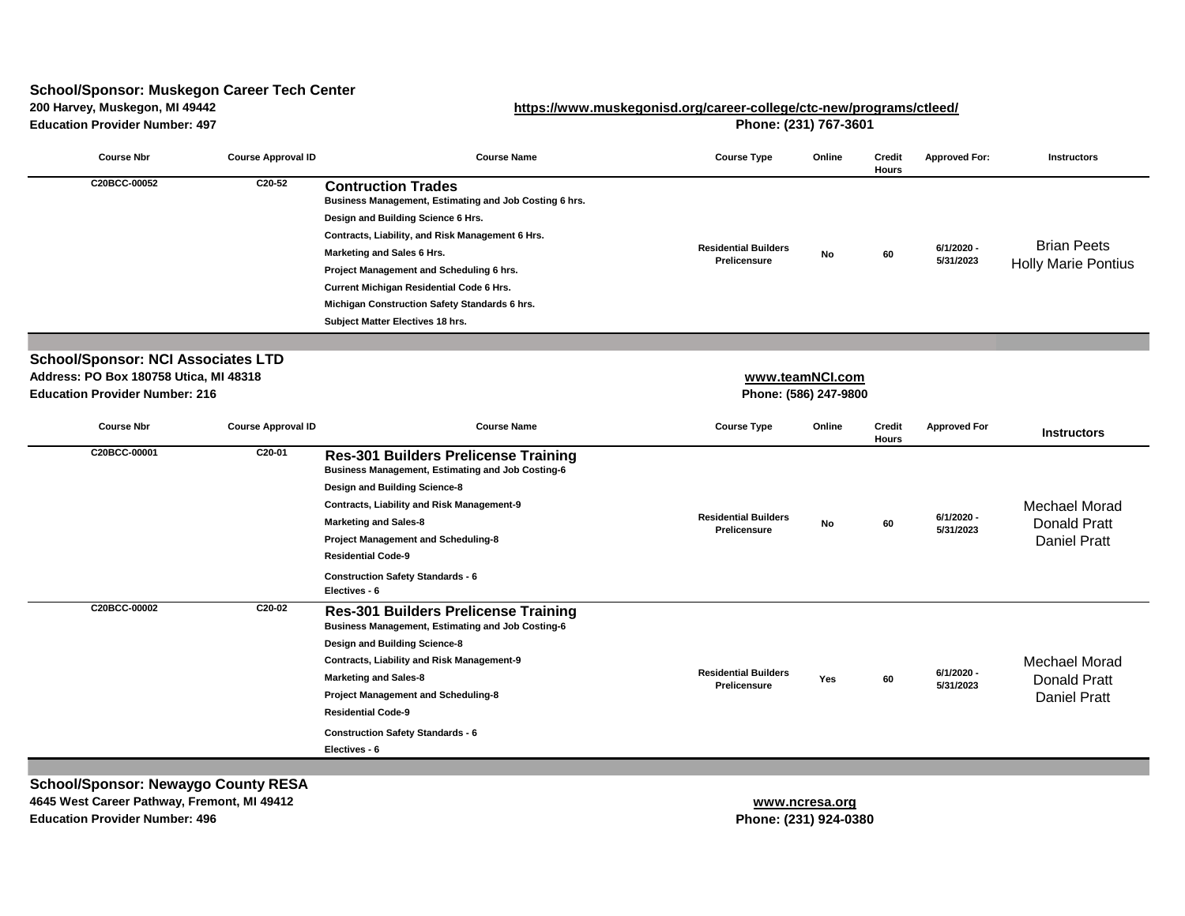**School/Sponsor: Muskegon Career Tech Center**
**200 Harvey, Muskegon, MI 49442**
**Education Provider Number: 497**

**https://www.muskegonisd.org/career-college/ctc-new/programs/ctleed/**
**Phone: (231) 767-3601**

| Course Nbr | Course Approval ID | Course Name | Course Type | Online | Credit Hours | Approved For: | Instructors |
|---|---|---|---|---|---|---|---|
| C20BCC-00052 | C20-52 | **Contruction Trades**<br>Business Management, Estimating and Job Costing 6 hrs.<br>Design and Building Science 6 Hrs.<br>Contracts, Liability, and Risk Management 6 Hrs.<br>Marketing and Sales 6 Hrs.<br>Project Management and Scheduling 6 hrs.<br>Current Michigan Residential Code 6 Hrs.<br>Michigan Construction Safety Standards 6 hrs.<br>Subject Matter Electives 18 hrs. | Residential Builders Prelicensure | No | 60 | 6/1/2020 - 5/31/2023 | Brian Peets<br>Holly Marie Pontius |

**School/Sponsor: NCI Associates LTD**
**Address: PO Box 180758 Utica, MI 48318**
**Education Provider Number: 216**

**www.teamNCI.com**
**Phone: (586) 247-9800**

| Course Nbr | Course Approval ID | Course Name | Course Type | Online | Credit Hours | Approved For | Instructors |
|---|---|---|---|---|---|---|---|
| C20BCC-00001 | C20-01 | **Res-301 Builders Prelicense Training**<br>Business Management, Estimating and Job Costing-6<br>Design and Building Science-8<br>Contracts, Liability and Risk Management-9<br>Marketing and Sales-8<br>Project Management and Scheduling-8<br>Residential Code-9<br>Construction Safety Standards - 6<br>Electives - 6 | Residential Builders Prelicensure | No | 60 | 6/1/2020 - 5/31/2023 | Mechael Morad<br>Donald Pratt<br>Daniel Pratt |
| C20BCC-00002 | C20-02 | **Res-301 Builders Prelicense Training**<br>Business Management, Estimating and Job Costing-6<br>Design and Building Science-8<br>Contracts, Liability and Risk Management-9<br>Marketing and Sales-8<br>Project Management and Scheduling-8<br>Residential Code-9<br>Construction Safety Standards - 6<br>Electives - 6 | Residential Builders Prelicensure | Yes | 60 | 6/1/2020 - 5/31/2023 | Mechael Morad<br>Donald Pratt<br>Daniel Pratt |

**School/Sponsor: Newaygo County RESA**
**4645 West Career Pathway, Fremont, MI 49412**
**Education Provider Number: 496**

**www.ncresa.org**
**Phone: (231) 924-0380**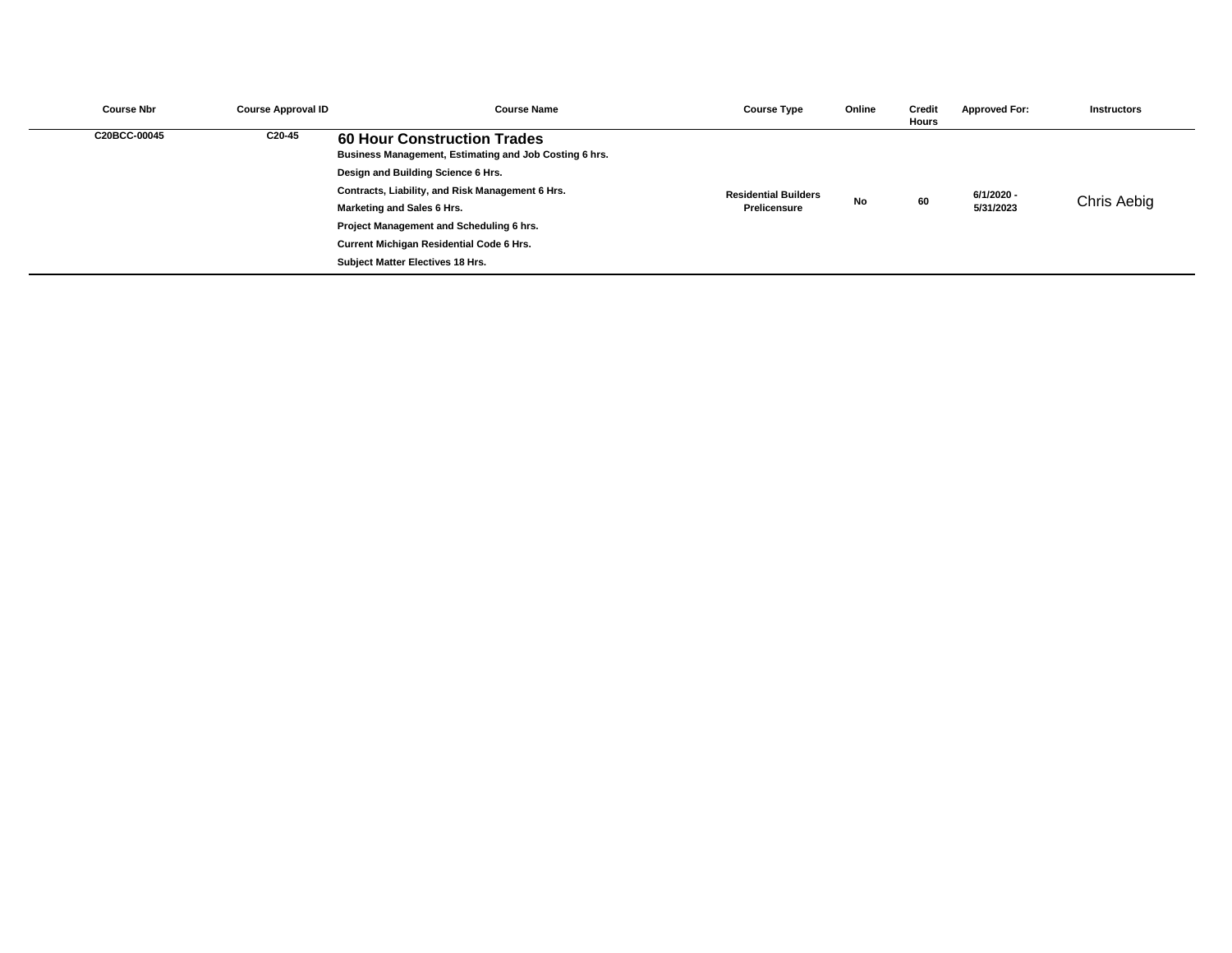| Course Nbr | Course Approval ID | Course Name | Course Type | Online | Credit Hours | Approved For: | Instructors |
|---|---|---|---|---|---|---|---|
| C20BCC-00045 | C20-45 | **60 Hour Construction Trades**<br>Business Management, Estimating and Job Costing 6 hrs.<br>Design and Building Science 6 Hrs.<br>Contracts, Liability, and Risk Management 6 Hrs.<br>Marketing and Sales 6 Hrs.<br>Project Management and Scheduling 6 hrs.<br>Current Michigan Residential Code 6 Hrs.<br>Subject Matter Electives 18 Hrs. | Residential Builders Prelicensure | No | 60 | 6/1/2020 - 5/31/2023 | Chris Aebig |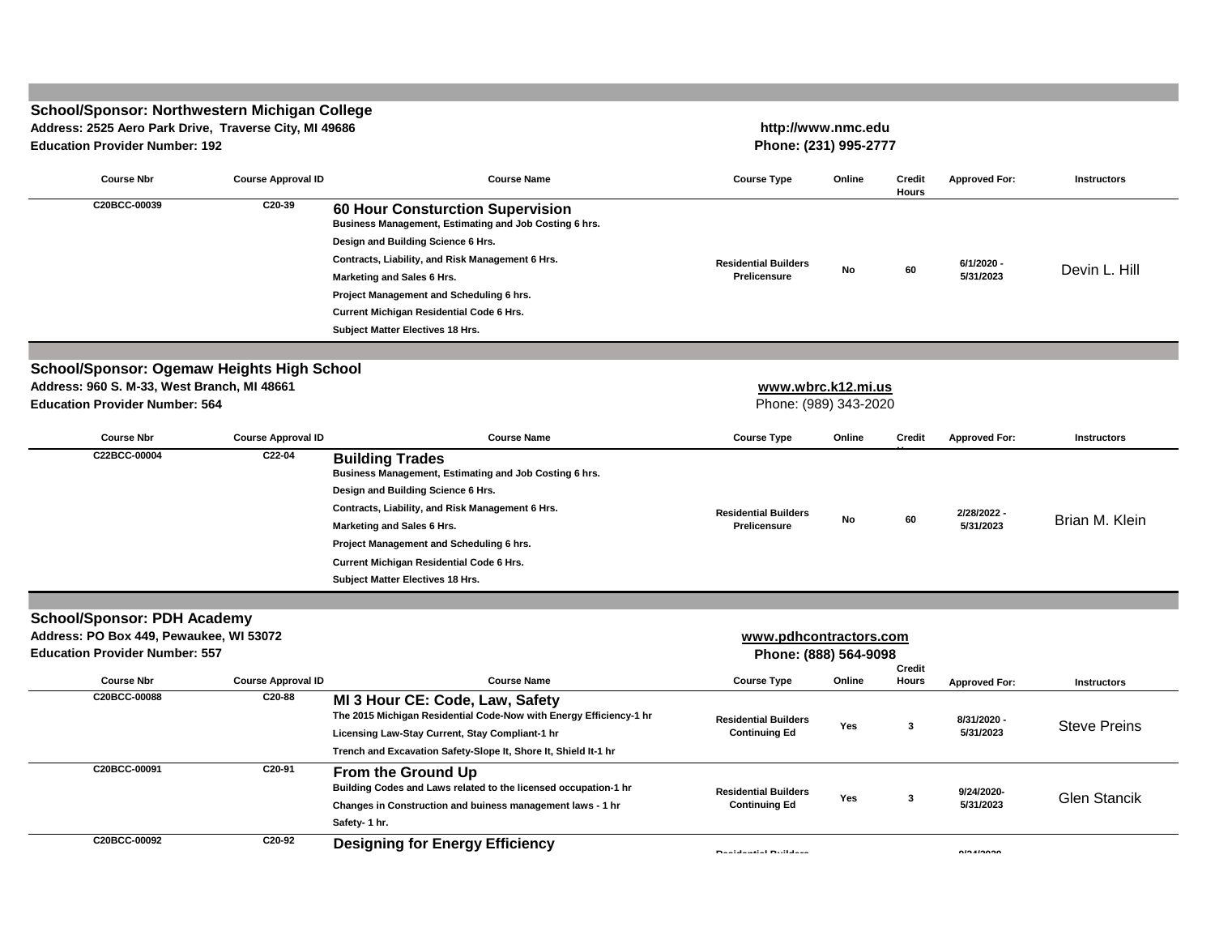## School/Sponsor: Northwestern Michigan College

**Address: 2525 Aero Park Drive, Traverse City, MI 49686**

**Education Provider Number: 192**

**http://www.nmc.edu**

**Phone: (231) 995-2777**

| Course Nbr | Course Approval ID | Course Name | Course Type | Online | Credit Hours | Approved For: | Instructors |
|---|---|---|---|---|---|---|---|
| C20BCC-00039 | C20-39 | **60 Hour Consturction Supervision**<br>Business Management, Estimating and Job Costing 6 hrs.<br>Design and Building Science 6 Hrs.<br>Contracts, Liability, and Risk Management 6 Hrs.<br>Marketing and Sales 6 Hrs.<br>Project Management and Scheduling 6 hrs.<br>Current Michigan Residential Code 6 Hrs.<br>Subject Matter Electives 18 Hrs. | Residential Builders Prelicensure | No | 60 | 6/1/2020 - 5/31/2023 | Devin L. Hill |

## School/Sponsor: Ogemaw Heights High School

**Address: 960 S. M-33, West Branch, MI 48661**

**Education Provider Number: 564**

**www.wbrc.k12.mi.us**

Phone: (989) 343-2020

| Course Nbr | Course Approval ID | Course Name | Course Type | Online | Credit Hours | Approved For: | Instructors |
|---|---|---|---|---|---|---|---|
| C22BCC-00004 | C22-04 | **Building Trades**<br>Business Management, Estimating and Job Costing 6 hrs.<br>Design and Building Science 6 Hrs.<br>Contracts, Liability, and Risk Management 6 Hrs.<br>Marketing and Sales 6 Hrs.<br>Project Management and Scheduling 6 hrs.<br>Current Michigan Residential Code 6 Hrs.<br>Subject Matter Electives 18 Hrs. | Residential Builders Prelicensure | No | 60 | 2/28/2022 - 5/31/2023 | Brian M. Klein |

## School/Sponsor: PDH Academy

**Address: PO Box 449, Pewaukee, WI 53072**

**Education Provider Number: 557**

**www.pdhcontractors.com**

**Phone: (888) 564-9098**

| Course Nbr | Course Approval ID | Course Name | Course Type | Online | Credit Hours | Approved For: | Instructors |
|---|---|---|---|---|---|---|---|
| C20BCC-00088 | C20-88 | **MI 3 Hour CE: Code, Law, Safety**<br>The 2015 Michigan Residential Code-Now with Energy Efficiency-1 hr<br>Licensing Law-Stay Current, Stay Compliant-1 hr<br>Trench and Excavation Safety-Slope It, Shore It, Shield It-1 hr | Residential Builders Continuing Ed | Yes | 3 | 8/31/2020 - 5/31/2023 | Steve Preins |
| C20BCC-00091 | C20-91 | **From the Ground Up**<br>Building Codes and Laws related to the licensed occupation-1 hr<br>Changes in Construction and buiness management laws - 1 hr<br>Safety- 1 hr. | Residential Builders Continuing Ed | Yes | 3 | 9/24/2020- 5/31/2023 | Glen Stancik |
| C20BCC-00092 | C20-92 | **Designing for Energy Efficiency** | Residential Builders | | | 9/24/2020 | |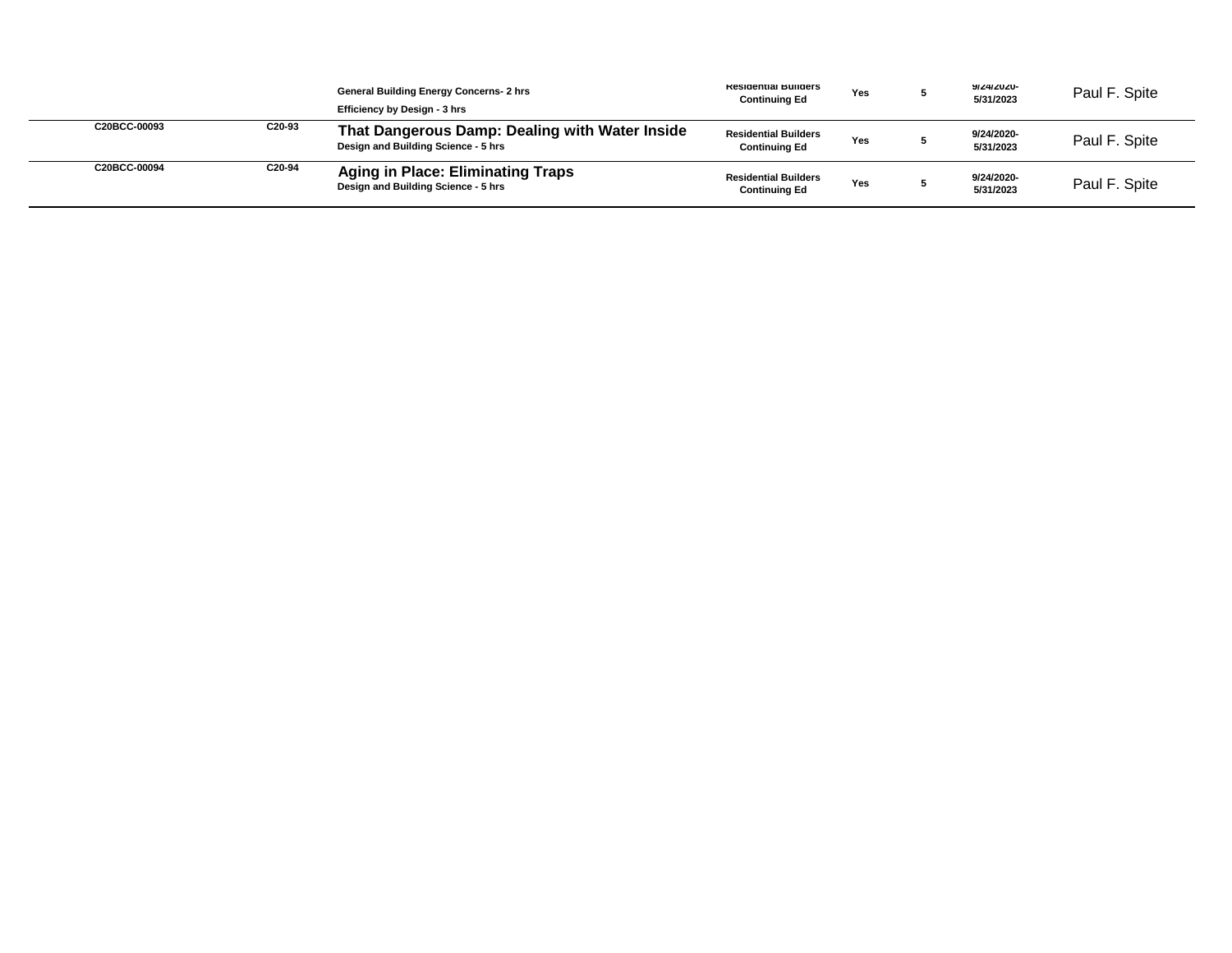| | | | | | | | |
|---|---|---|---|---|---|---|---|
| | | General Building Energy Concerns- 2 hrs<br>Efficiency by Design - 3 hrs | Residential Builders Continuing Ed | Yes | 5 | 9/24/2020-5/31/2023 | Paul F. Spite |
| C20BCC-00093 | C20-93 | **That Dangerous Damp: Dealing with Water Inside**<br>Design and Building Science - 5 hrs | Residential Builders Continuing Ed | Yes | 5 | 9/24/2020-5/31/2023 | Paul F. Spite |
| C20BCC-00094 | C20-94 | **Aging in Place: Eliminating Traps**<br>Design and Building Science - 5 hrs | Residential Builders Continuing Ed | Yes | 5 | 9/24/2020-5/31/2023 | Paul F. Spite |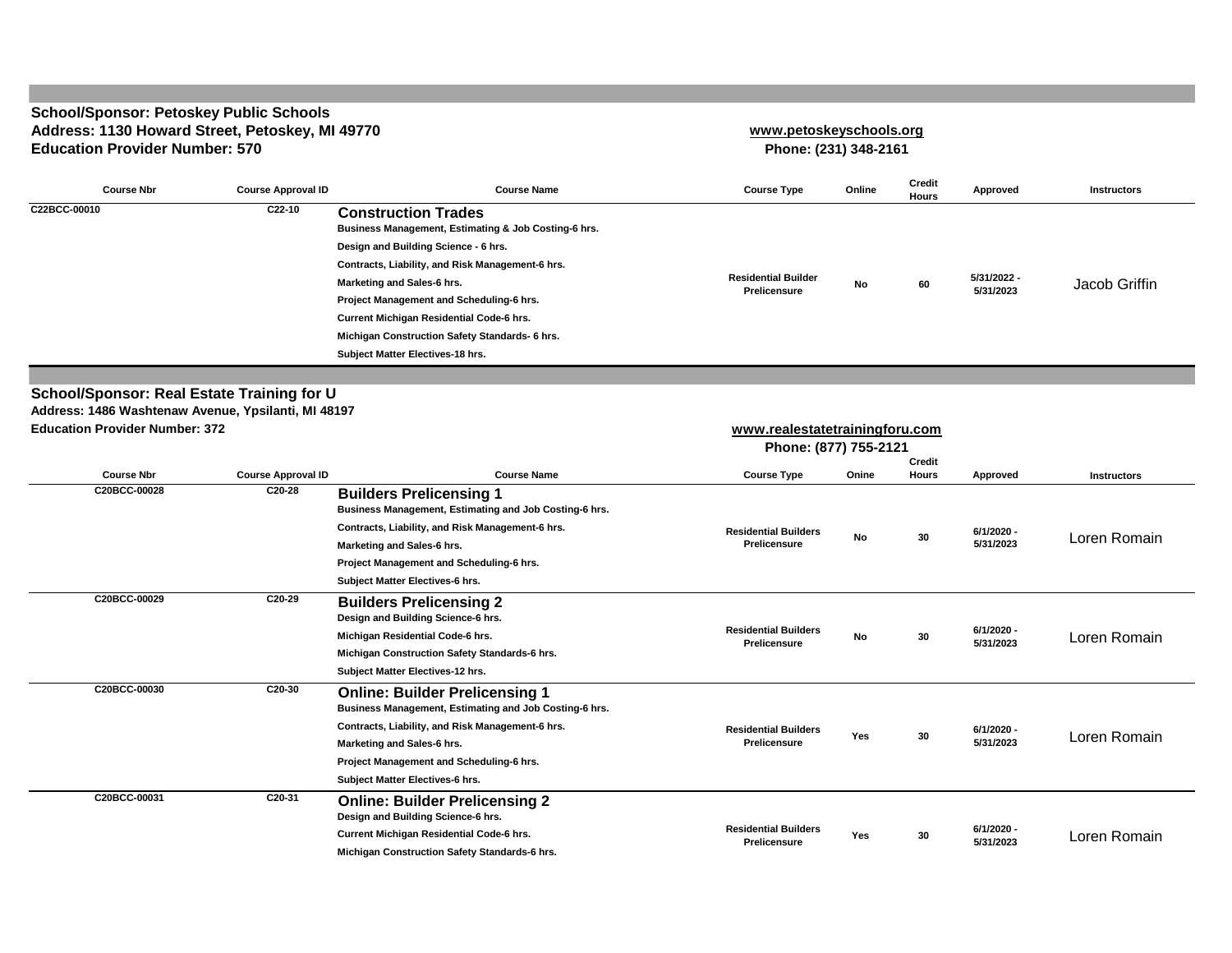**School/Sponsor: Petoskey Public Schools**
**Address: 1130 Howard Street, Petoskey, MI 49770**
**Education Provider Number: 570**

**www.petoskeyschools.org**
**Phone: (231) 348-2161**

| Course Nbr | Course Approval ID | Course Name | Course Type | Online | Credit Hours | Approved | Instructors |
|---|---|---|---|---|---|---|---|
| C22BCC-00010 | C22-10 | **Construction Trades**<br>Business Management, Estimating & Job Costing-6 hrs.<br>Design and Building Science - 6 hrs.<br>Contracts, Liability, and Risk Management-6 hrs.<br>Marketing and Sales-6 hrs.<br>Project Management and Scheduling-6 hrs.<br>Current Michigan Residential Code-6 hrs.<br>Michigan Construction Safety Standards- 6 hrs.<br>Subject Matter Electives-18 hrs. | Residential Builder Prelicensure | No | 60 | 5/31/2022 - 5/31/2023 | Jacob Griffin |

**School/Sponsor: Real Estate Training for U**
**Address: 1486 Washtenaw Avenue, Ypsilanti, MI 48197**
**Education Provider Number: 372**

**www.realestatetrainingforu.com**
**Phone: (877) 755-2121**

| Course Nbr | Course Approval ID | Course Name | Course Type | Onine | Credit Hours | Approved | Instructors |
|---|---|---|---|---|---|---|---|
| C20BCC-00028 | C20-28 | **Builders Prelicensing 1**<br>Business Management, Estimating and Job Costing-6 hrs.<br>Contracts, Liability, and Risk Management-6 hrs.<br>Marketing and Sales-6 hrs.<br>Project Management and Scheduling-6 hrs.<br>Subject Matter Electives-6 hrs. | Residential Builders Prelicensure | No | 30 | 6/1/2020 - 5/31/2023 | Loren Romain |
| C20BCC-00029 | C20-29 | **Builders Prelicensing 2**<br>Design and Building Science-6 hrs.<br>Michigan Residential Code-6 hrs.<br>Michigan Construction Safety Standards-6 hrs.<br>Subject Matter Electives-12 hrs. | Residential Builders Prelicensure | No | 30 | 6/1/2020 - 5/31/2023 | Loren Romain |
| C20BCC-00030 | C20-30 | **Online: Builder Prelicensing 1**<br>Business Management, Estimating and Job Costing-6 hrs.<br>Contracts, Liability, and Risk Management-6 hrs.<br>Marketing and Sales-6 hrs.<br>Project Management and Scheduling-6 hrs.<br>Subject Matter Electives-6 hrs. | Residential Builders Prelicensure | Yes | 30 | 6/1/2020 - 5/31/2023 | Loren Romain |
| C20BCC-00031 | C20-31 | **Online: Builder Prelicensing 2**<br>Design and Building Science-6 hrs.<br>Current Michigan Residential Code-6 hrs.<br>Michigan Construction Safety Standards-6 hrs. | Residential Builders Prelicensure | Yes | 30 | 6/1/2020 - 5/31/2023 | Loren Romain |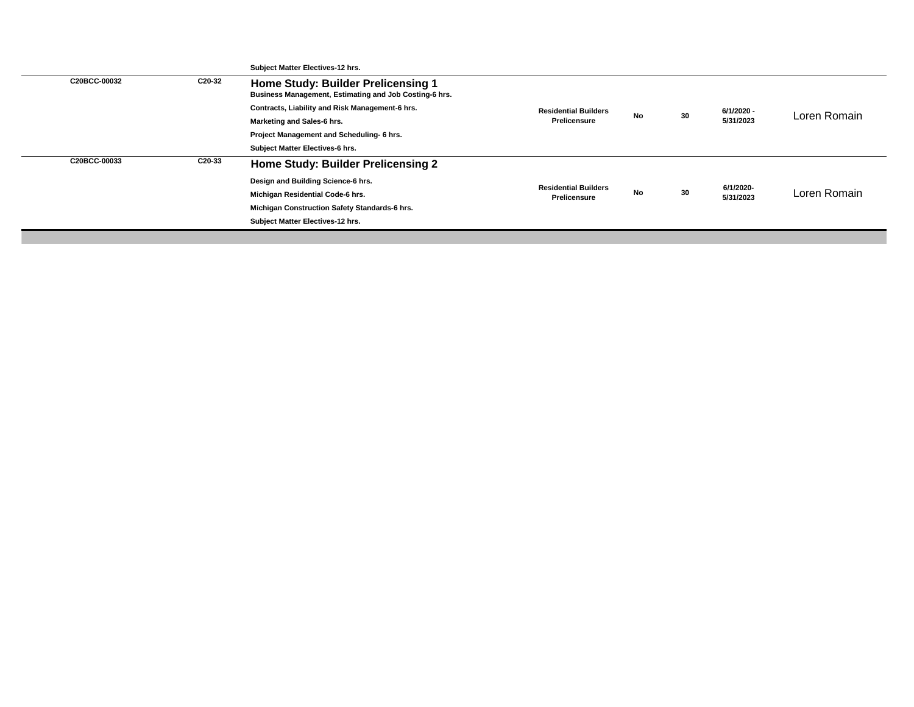| | | | | | | | |
|---|---|---|---|---|---|---|---|
| | | Subject Matter Electives-12 hrs. | | | | | |
| C20BCC-00032 | C20-32 | **Home Study: Builder Prelicensing 1**<br>Business Management, Estimating and Job Costing-6 hrs.<br>Contracts, Liability and Risk Management-6 hrs.<br>Marketing and Sales-6 hrs.<br>Project Management and Scheduling- 6 hrs.<br>Subject Matter Electives-6 hrs. | Residential Builders Prelicensure | No | 30 | 6/1/2020 - 5/31/2023 | Loren Romain |
| C20BCC-00033 | C20-33 | **Home Study: Builder Prelicensing 2**<br>Design and Building Science-6 hrs.<br>Michigan Residential Code-6 hrs.<br>Michigan Construction Safety Standards-6 hrs.<br>Subject Matter Electives-12 hrs. | Residential Builders Prelicensure | No | 30 | 6/1/2020- 5/31/2023 | Loren Romain |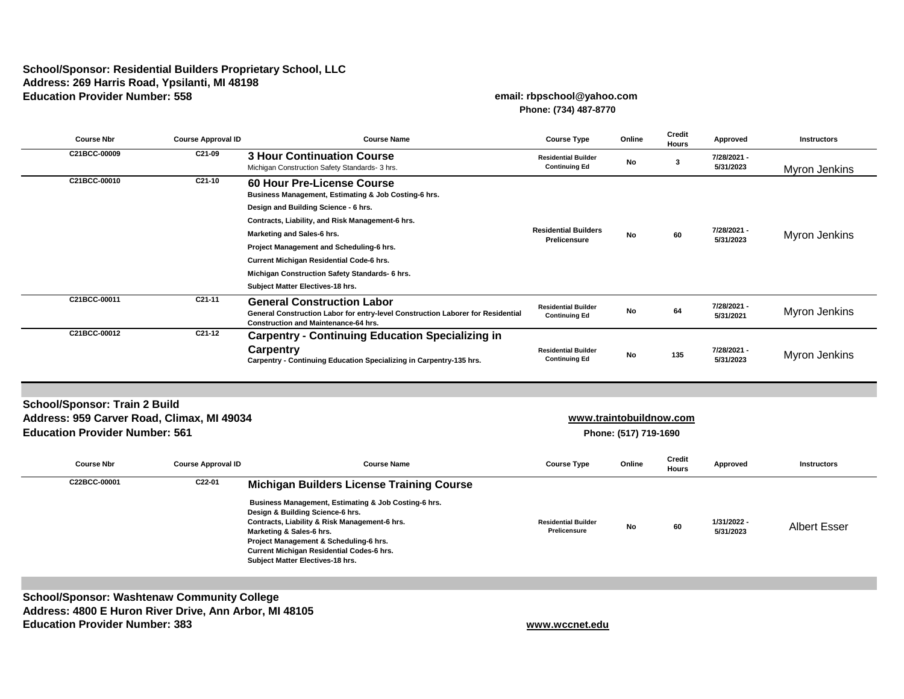**School/Sponsor: Residential Builders Proprietary School, LLC**
**Address: 269 Harris Road, Ypsilanti, MI 48198**
**Education Provider Number: 558**

**email: rbpschool@yahoo.com**
**Phone: (734) 487-8770**

| Course Nbr | Course Approval ID | Course Name | Course Type | Online | Credit Hours | Approved | Instructors |
|---|---|---|---|---|---|---|---|
| C21BCC-00009 | C21-09 | **3 Hour Continuation Course**<br>Michigan Construction Safety Standards- 3 hrs. | Residential Builder Continuing Ed | No | 3 | 7/28/2021 - 5/31/2023 | Myron Jenkins |
| C21BCC-00010 | C21-10 | **60 Hour Pre-License Course**<br>Business Management, Estimating & Job Costing-6 hrs.<br>Design and Building Science - 6 hrs.<br>Contracts, Liability, and Risk Management-6 hrs.<br>Marketing and Sales-6 hrs.<br>Project Management and Scheduling-6 hrs.<br>Current Michigan Residential Code-6 hrs.<br>Michigan Construction Safety Standards- 6 hrs.<br>Subject Matter Electives-18 hrs. | Residential Builders Prelicensure | No | 60 | 7/28/2021 - 5/31/2023 | Myron Jenkins |
| C21BCC-00011 | C21-11 | **General Construction Labor**<br>General Construction Labor for entry-level Construction Laborer for Residential Construction and Maintenance-64 hrs. | Residential Builder Continuing Ed | No | 64 | 7/28/2021 - 5/31/2021 | Myron Jenkins |
| C21BCC-00012 | C21-12 | **Carpentry - Continuing Education Specializing in Carpentry**<br>Carpentry - Continuing Education Specializing in Carpentry-135 hrs. | Residential Builder Continuing Ed | No | 135 | 7/28/2021 - 5/31/2023 | Myron Jenkins |

**School/Sponsor: Train 2 Build**
**Address: 959 Carver Road, Climax, MI 49034**
**Education Provider Number: 561**

**www.traintobuildnow.com**
**Phone: (517) 719-1690**

| Course Nbr | Course Approval ID | Course Name | Course Type | Online | Credit Hours | Approved | Instructors |
|---|---|---|---|---|---|---|---|
| C22BCC-00001 | C22-01 | **Michigan Builders License Training Course**<br>Business Management, Estimating & Job Costing-6 hrs.<br>Design & Building Science-6 hrs.<br>Contracts, Liability & Risk Management-6 hrs.<br>Marketing & Sales-6 hrs.<br>Project Management & Scheduling-6 hrs.<br>Current Michigan Residential Codes-6 hrs.<br>Subject Matter Electives-18 hrs. | Residential Builder Prelicensure | No | 60 | 1/31/2022 - 5/31/2023 | Albert Esser |

**School/Sponsor: Washtenaw Community College**
**Address: 4800 E Huron River Drive, Ann Arbor, MI 48105**
**Education Provider Number: 383**

**www.wccnet.edu**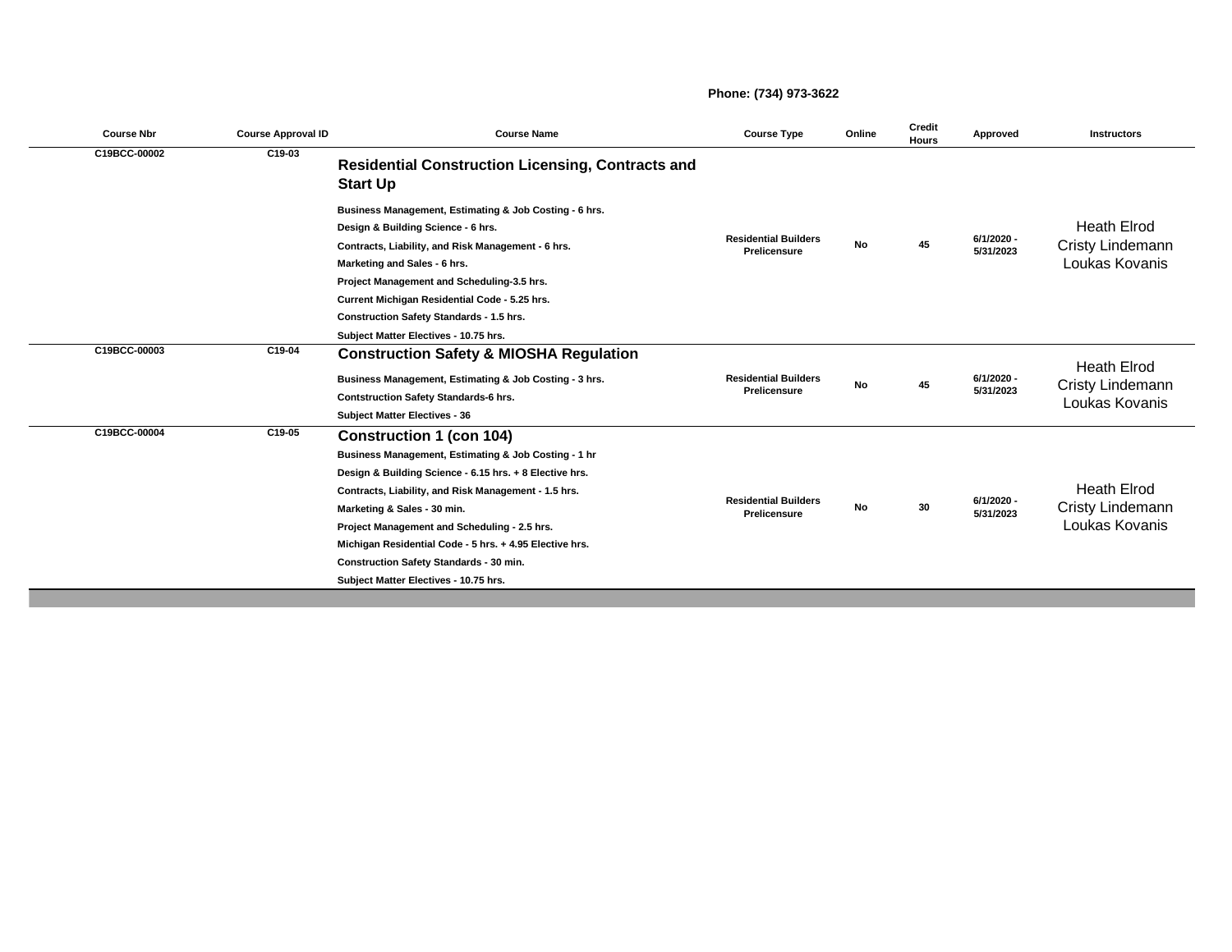Phone: (734) 973-3622

| Course Nbr | Course Approval ID | Course Name | Course Type | Online | Credit Hours | Approved | Instructors |
|---|---|---|---|---|---|---|---|
| C19BCC-00002 | C19-03 | **Residential Construction Licensing, Contracts and Start Up**<br>Business Management, Estimating & Job Costing - 6 hrs.<br>Design & Building Science - 6 hrs.<br>Contracts, Liability, and Risk Management - 6 hrs.<br>Marketing and Sales - 6 hrs.<br>Project Management and Scheduling-3.5 hrs.<br>Current Michigan Residential Code - 5.25 hrs.<br>Construction Safety Standards - 1.5 hrs.<br>Subject Matter Electives - 10.75 hrs. | Residential Builders Prelicensure | No | 45 | 6/1/2020 - 5/31/2023 | Heath Elrod<br>Cristy Lindemann<br>Loukas Kovanis |
| C19BCC-00003 | C19-04 | **Construction Safety & MIOSHA Regulation**<br>Business Management, Estimating & Job Costing - 3 hrs.<br>Contstruction Safety Standards-6 hrs.<br>Subject Matter Electives - 36 | Residential Builders Prelicensure | No | 45 | 6/1/2020 - 5/31/2023 | Heath Elrod<br>Cristy Lindemann<br>Loukas Kovanis |
| C19BCC-00004 | C19-05 | **Construction 1 (con 104)**<br>Business Management, Estimating & Job Costing - 1 hr<br>Design & Building Science - 6.15 hrs. + 8 Elective hrs.<br>Contracts, Liability, and Risk Management - 1.5 hrs.<br>Marketing & Sales - 30 min.<br>Project Management and Scheduling - 2.5 hrs.<br>Michigan Residential Code - 5 hrs. + 4.95 Elective hrs.<br>Construction Safety Standards - 30 min.<br>Subject Matter Electives - 10.75 hrs. | Residential Builders Prelicensure | No | 30 | 6/1/2020 - 5/31/2023 | Heath Elrod<br>Cristy Lindemann<br>Loukas Kovanis |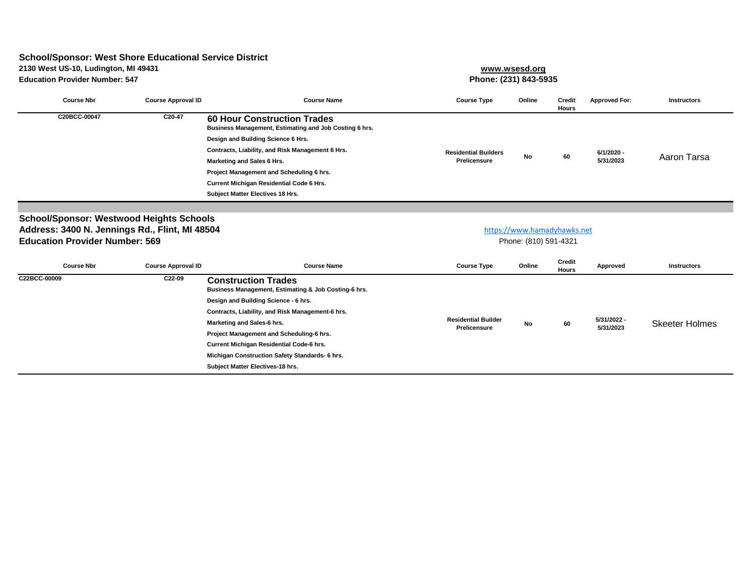**School/Sponsor: West Shore Educational Service District**
**2130 West US-10, Ludington, MI 49431**
**Education Provider Number: 547**

**www.wsesd.org**
**Phone: (231) 843-5935**

| Course Nbr | Course Approval ID | Course Name | Course Type | Online | Credit Hours | Approved For: | Instructors |
|---|---|---|---|---|---|---|---|
| C20BCC-00047 | C20-47 | **60 Hour Construction Trades**<br>Business Management, Estimating and Job Costing 6 hrs.<br>Design and Building Science 6 Hrs.<br>Contracts, Liability, and Risk Management 6 Hrs.<br>Marketing and Sales 6 Hrs.<br>Project Management and Scheduling 6 hrs.<br>Current Michigan Residential Code 6 Hrs.<br>Subject Matter Electives 18 Hrs. | Residential Builders Prelicensure | No | 60 | 6/1/2020 - 5/31/2023 | Aaron Tarsa |

**School/Sponsor: Westwood Heights Schools**
**Address: 3400 N. Jennings Rd., Flint, MI 48504**
**Education Provider Number: 569**

https://www.hamadyhawks.net
Phone: (810) 591-4321

| Course Nbr | Course Approval ID | Course Name | Course Type | Online | Credit Hours | Approved | Instructors |
|---|---|---|---|---|---|---|---|
| C22BCC-00009 | C22-09 | **Construction Trades**<br>Business Management, Estimating & Job Costing-6 hrs.<br>Design and Building Science - 6 hrs.<br>Contracts, Liability, and Risk Management-6 hrs.<br>Marketing and Sales-6 hrs.<br>Project Management and Scheduling-6 hrs.<br>Current Michigan Residential Code-6 hrs.<br>Michigan Construction Safety Standards- 6 hrs.<br>Subject Matter Electives-18 hrs. | Residential Builder Prelicensure | No | 60 | 5/31/2022 - 5/31/2023 | Skeeter Holmes |